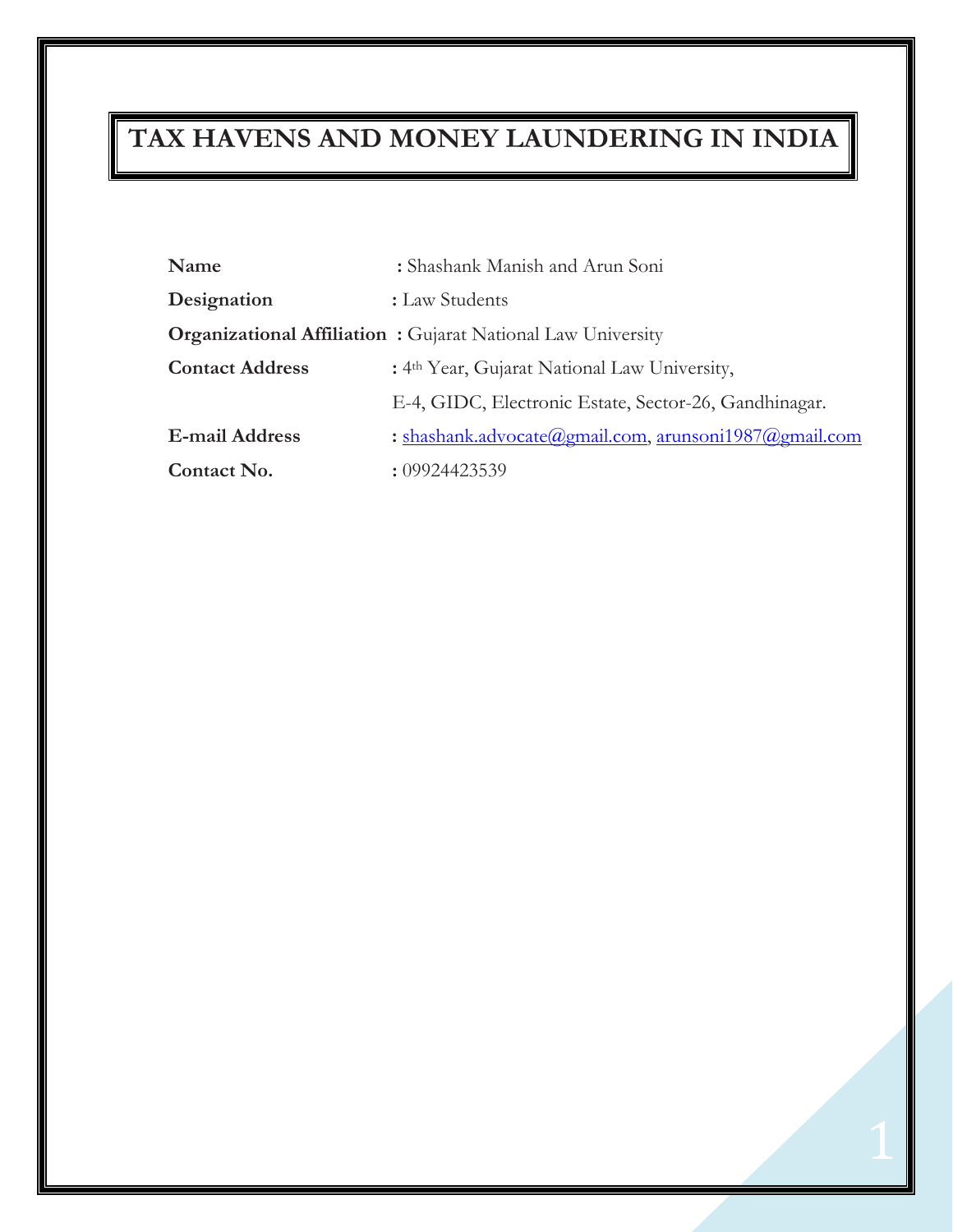# TAX HAVENS AND MONEY LAUNDERING IN INDIA

| | |
|---|---|
| **Name** | : Shashank Manish and Arun Soni |
| **Designation** | : Law Students |
| **Organizational Affiliation** | : Gujarat National Law University |
| **Contact Address** | : 4th Year, Gujarat National Law University, E-4, GIDC, Electronic Estate, Sector-26, Gandhinagar. |
| **E-mail Address** | : shashank.advocate@gmail.com, arunsoni1987@gmail.com |
| **Contact No.** | : 09924423539 |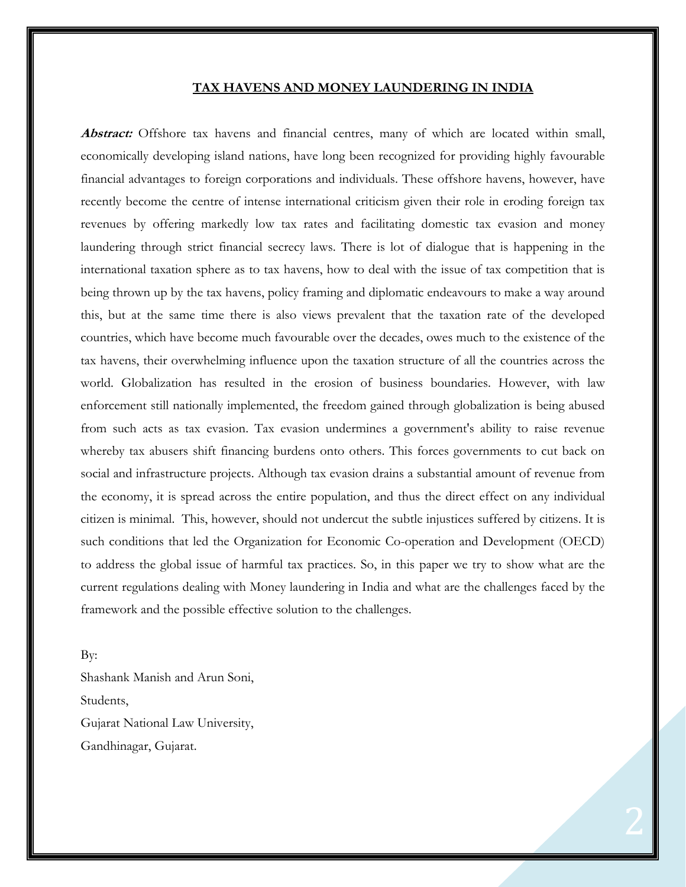# TAX HAVENS AND MONEY LAUNDERING IN INDIA

***Abstract:*** Offshore tax havens and financial centres, many of which are located within small, economically developing island nations, have long been recognized for providing highly favourable financial advantages to foreign corporations and individuals. These offshore havens, however, have recently become the centre of intense international criticism given their role in eroding foreign tax revenues by offering markedly low tax rates and facilitating domestic tax evasion and money laundering through strict financial secrecy laws. There is lot of dialogue that is happening in the international taxation sphere as to tax havens, how to deal with the issue of tax competition that is being thrown up by the tax havens, policy framing and diplomatic endeavours to make a way around this, but at the same time there is also views prevalent that the taxation rate of the developed countries, which have become much favourable over the decades, owes much to the existence of the tax havens, their overwhelming influence upon the taxation structure of all the countries across the world. Globalization has resulted in the erosion of business boundaries. However, with law enforcement still nationally implemented, the freedom gained through globalization is being abused from such acts as tax evasion. Tax evasion undermines a government's ability to raise revenue whereby tax abusers shift financing burdens onto others. This forces governments to cut back on social and infrastructure projects. Although tax evasion drains a substantial amount of revenue from the economy, it is spread across the entire population, and thus the direct effect on any individual citizen is minimal. This, however, should not undercut the subtle injustices suffered by citizens. It is such conditions that led the Organization for Economic Co-operation and Development (OECD) to address the global issue of harmful tax practices. So, in this paper we try to show what are the current regulations dealing with Money laundering in India and what are the challenges faced by the framework and the possible effective solution to the challenges.

By:
Shashank Manish and Arun Soni,
Students,
Gujarat National Law University,
Gandhinagar, Gujarat.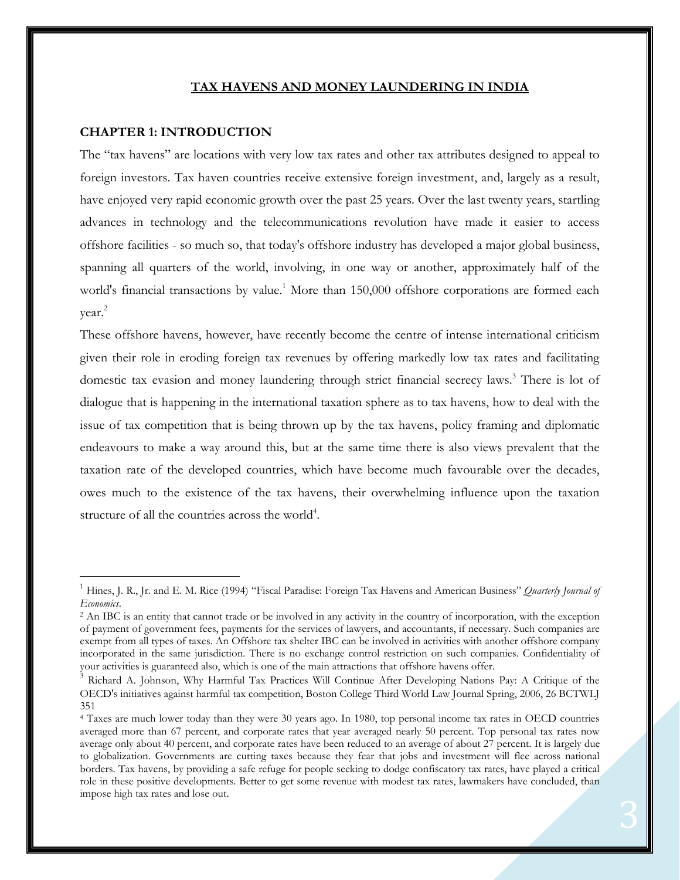# TAX HAVENS AND MONEY LAUNDERING IN INDIA

## CHAPTER 1: INTRODUCTION

The "tax havens" are locations with very low tax rates and other tax attributes designed to appeal to foreign investors. Tax haven countries receive extensive foreign investment, and, largely as a result, have enjoyed very rapid economic growth over the past 25 years. Over the last twenty years, startling advances in technology and the telecommunications revolution have made it easier to access offshore facilities - so much so, that today's offshore industry has developed a major global business, spanning all quarters of the world, involving, in one way or another, approximately half of the world's financial transactions by value.[1] More than 150,000 offshore corporations are formed each year.[2]

These offshore havens, however, have recently become the centre of intense international criticism given their role in eroding foreign tax revenues by offering markedly low tax rates and facilitating domestic tax evasion and money laundering through strict financial secrecy laws.[3] There is lot of dialogue that is happening in the international taxation sphere as to tax havens, how to deal with the issue of tax competition that is being thrown up by the tax havens, policy framing and diplomatic endeavours to make a way around this, but at the same time there is also views prevalent that the taxation rate of the developed countries, which have become much favourable over the decades, owes much to the existence of the tax havens, their overwhelming influence upon the taxation structure of all the countries across the world[4].

---

[1] Hines, J. R., Jr. and E. M. Rice (1994) "Fiscal Paradise: Foreign Tax Havens and American Business" *Quarterly Journal of Economics*.

[2] An IBC is an entity that cannot trade or be involved in any activity in the country of incorporation, with the exception of payment of government fees, payments for the services of lawyers, and accountants, if necessary. Such companies are exempt from all types of taxes. An Offshore tax shelter IBC can be involved in activities with another offshore company incorporated in the same jurisdiction. There is no exchange control restriction on such companies. Confidentiality of your activities is guaranteed also, which is one of the main attractions that offshore havens offer.

[3] Richard A. Johnson, Why Harmful Tax Practices Will Continue After Developing Nations Pay: A Critique of the OECD's initiatives against harmful tax competition, Boston College Third World Law Journal Spring, 2006, 26 BCTWLJ 351

[4] Taxes are much lower today than they were 30 years ago. In 1980, top personal income tax rates in OECD countries averaged more than 67 percent, and corporate rates that year averaged nearly 50 percent. Top personal tax rates now average only about 40 percent, and corporate rates have been reduced to an average of about 27 percent. It is largely due to globalization. Governments are cutting taxes because they fear that jobs and investment will flee across national borders. Tax havens, by providing a safe refuge for people seeking to dodge confiscatory tax rates, have played a critical role in these positive developments. Better to get some revenue with modest tax rates, lawmakers have concluded, than impose high tax rates and lose out.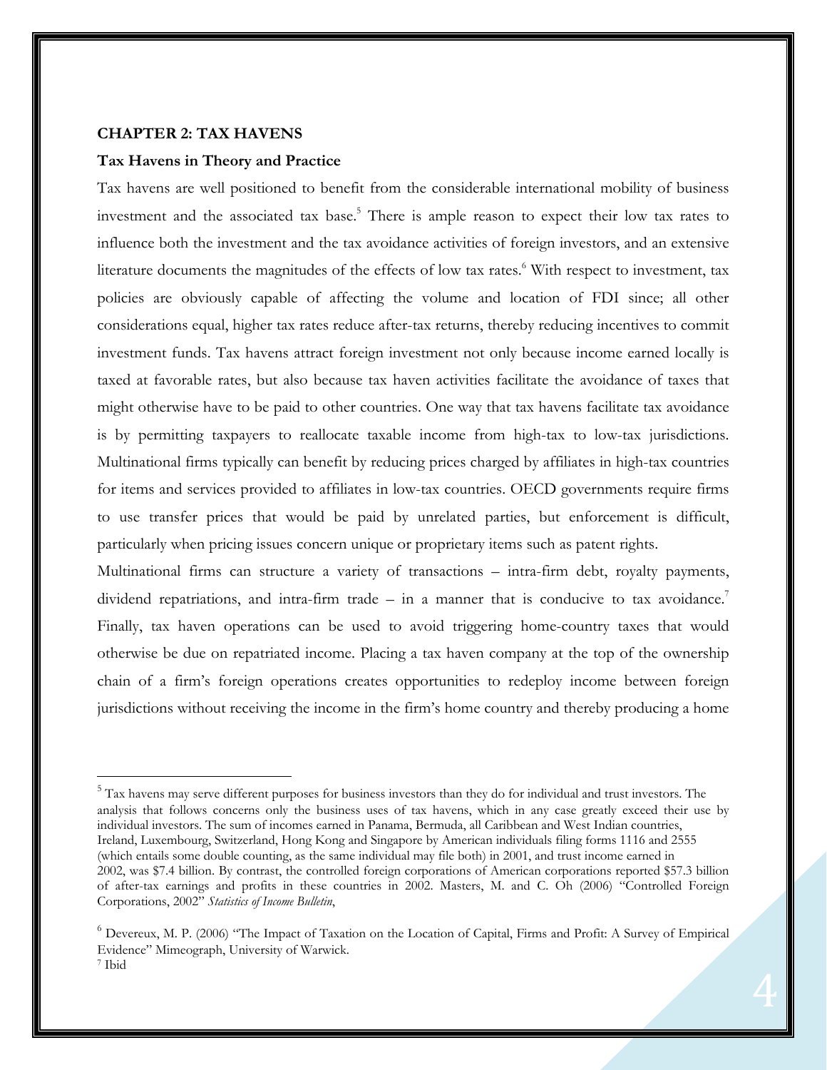## CHAPTER 2: TAX HAVENS

### Tax Havens in Theory and Practice

Tax havens are well positioned to benefit from the considerable international mobility of business investment and the associated tax base.[5] There is ample reason to expect their low tax rates to influence both the investment and the tax avoidance activities of foreign investors, and an extensive literature documents the magnitudes of the effects of low tax rates.[6] With respect to investment, tax policies are obviously capable of affecting the volume and location of FDI since; all other considerations equal, higher tax rates reduce after-tax returns, thereby reducing incentives to commit investment funds. Tax havens attract foreign investment not only because income earned locally is taxed at favorable rates, but also because tax haven activities facilitate the avoidance of taxes that might otherwise have to be paid to other countries. One way that tax havens facilitate tax avoidance is by permitting taxpayers to reallocate taxable income from high-tax to low-tax jurisdictions. Multinational firms typically can benefit by reducing prices charged by affiliates in high-tax countries for items and services provided to affiliates in low-tax countries. OECD governments require firms to use transfer prices that would be paid by unrelated parties, but enforcement is difficult, particularly when pricing issues concern unique or proprietary items such as patent rights.

Multinational firms can structure a variety of transactions – intra-firm debt, royalty payments, dividend repatriations, and intra-firm trade – in a manner that is conducive to tax avoidance.[7] Finally, tax haven operations can be used to avoid triggering home-country taxes that would otherwise be due on repatriated income. Placing a tax haven company at the top of the ownership chain of a firm's foreign operations creates opportunities to redeploy income between foreign jurisdictions without receiving the income in the firm's home country and thereby producing a home

---

[5] Tax havens may serve different purposes for business investors than they do for individual and trust investors. The analysis that follows concerns only the business uses of tax havens, which in any case greatly exceed their use by individual investors. The sum of incomes earned in Panama, Bermuda, all Caribbean and West Indian countries, Ireland, Luxembourg, Switzerland, Hong Kong and Singapore by American individuals filing forms 1116 and 2555 (which entails some double counting, as the same individual may file both) in 2001, and trust income earned in 2002, was $7.4 billion. By contrast, the controlled foreign corporations of American corporations reported $57.3 billion of after-tax earnings and profits in these countries in 2002. Masters, M. and C. Oh (2006) "Controlled Foreign Corporations, 2002" *Statistics of Income Bulletin*,

[6] Devereux, M. P. (2006) "The Impact of Taxation on the Location of Capital, Firms and Profit: A Survey of Empirical Evidence" Mimeograph, University of Warwick.

[7] Ibid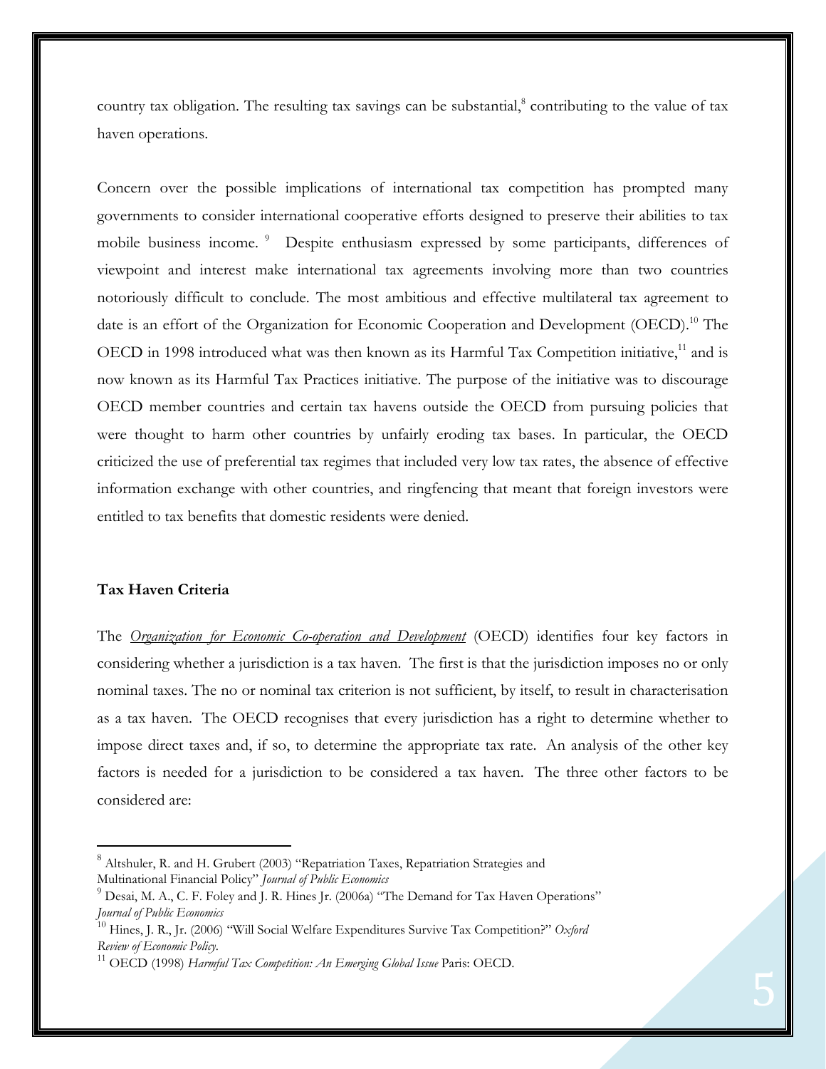country tax obligation. The resulting tax savings can be substantial,[8] contributing to the value of tax haven operations.

Concern over the possible implications of international tax competition has prompted many governments to consider international cooperative efforts designed to preserve their abilities to tax mobile business income.[9] Despite enthusiasm expressed by some participants, differences of viewpoint and interest make international tax agreements involving more than two countries notoriously difficult to conclude. The most ambitious and effective multilateral tax agreement to date is an effort of the Organization for Economic Cooperation and Development (OECD).[10] The OECD in 1998 introduced what was then known as its Harmful Tax Competition initiative,[11] and is now known as its Harmful Tax Practices initiative. The purpose of the initiative was to discourage OECD member countries and certain tax havens outside the OECD from pursuing policies that were thought to harm other countries by unfairly eroding tax bases. In particular, the OECD criticized the use of preferential tax regimes that included very low tax rates, the absence of effective information exchange with other countries, and ringfencing that meant that foreign investors were entitled to tax benefits that domestic residents were denied.

**Tax Haven Criteria**

The *Organization for Economic Co-operation and Development* (OECD) identifies four key factors in considering whether a jurisdiction is a tax haven. The first is that the jurisdiction imposes no or only nominal taxes. The no or nominal tax criterion is not sufficient, by itself, to result in characterisation as a tax haven. The OECD recognises that every jurisdiction has a right to determine whether to impose direct taxes and, if so, to determine the appropriate tax rate. An analysis of the other key factors is needed for a jurisdiction to be considered a tax haven. The three other factors to be considered are:

---

[8] Altshuler, R. and H. Grubert (2003) "Repatriation Taxes, Repatriation Strategies and Multinational Financial Policy" *Journal of Public Economics*

[9] Desai, M. A., C. F. Foley and J. R. Hines Jr. (2006a) "The Demand for Tax Haven Operations" *Journal of Public Economics*

[10] Hines, J. R., Jr. (2006) "Will Social Welfare Expenditures Survive Tax Competition?" *Oxford Review of Economic Policy*.

[11] OECD (1998) *Harmful Tax Competition: An Emerging Global Issue* Paris: OECD.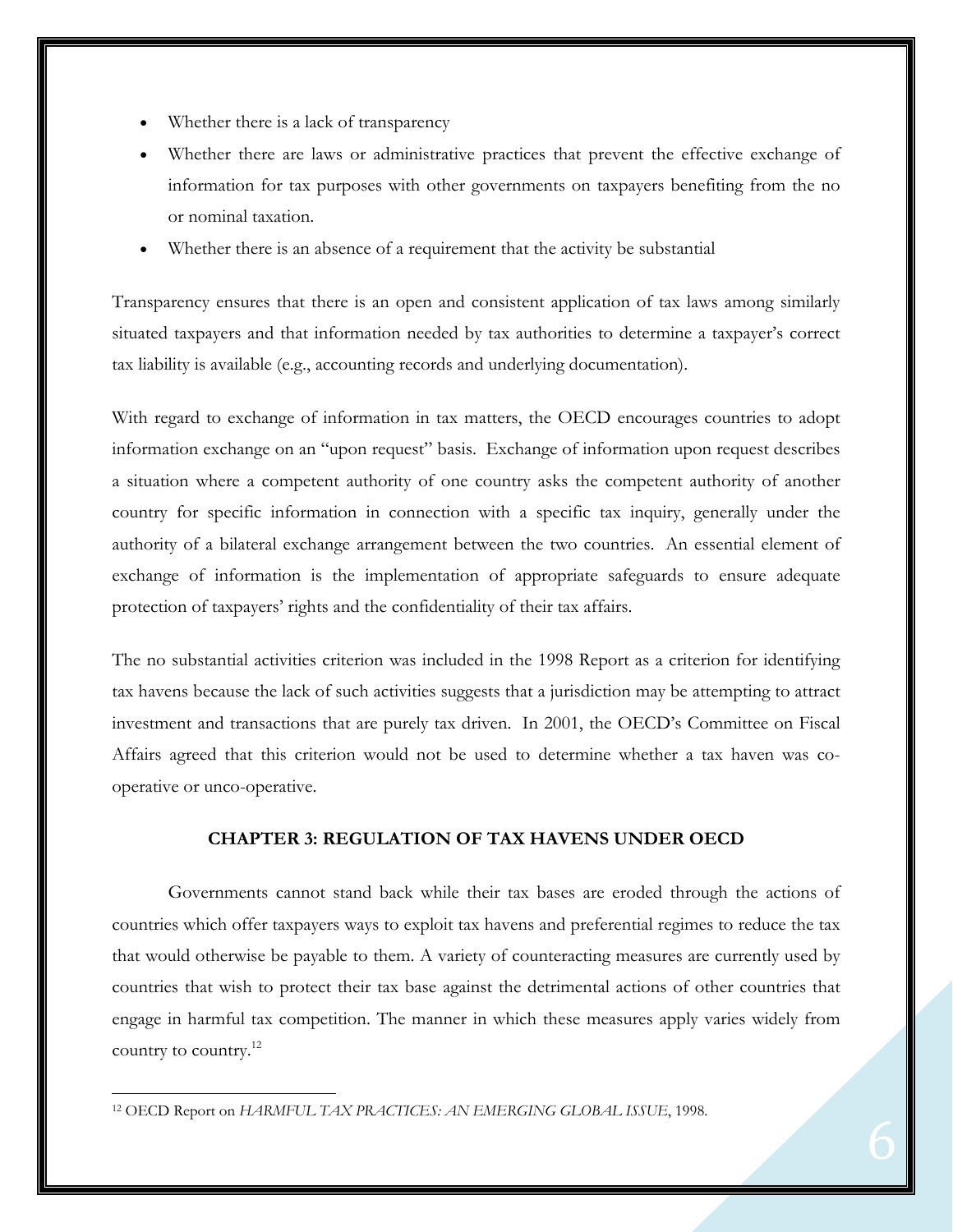- Whether there is a lack of transparency
- Whether there are laws or administrative practices that prevent the effective exchange of information for tax purposes with other governments on taxpayers benefiting from the no or nominal taxation.
- Whether there is an absence of a requirement that the activity be substantial

Transparency ensures that there is an open and consistent application of tax laws among similarly situated taxpayers and that information needed by tax authorities to determine a taxpayer's correct tax liability is available (e.g., accounting records and underlying documentation).

With regard to exchange of information in tax matters, the OECD encourages countries to adopt information exchange on an "upon request" basis. Exchange of information upon request describes a situation where a competent authority of one country asks the competent authority of another country for specific information in connection with a specific tax inquiry, generally under the authority of a bilateral exchange arrangement between the two countries. An essential element of exchange of information is the implementation of appropriate safeguards to ensure adequate protection of taxpayers' rights and the confidentiality of their tax affairs.

The no substantial activities criterion was included in the 1998 Report as a criterion for identifying tax havens because the lack of such activities suggests that a jurisdiction may be attempting to attract investment and transactions that are purely tax driven. In 2001, the OECD's Committee on Fiscal Affairs agreed that this criterion would not be used to determine whether a tax haven was co-operative or unco-operative.

## CHAPTER 3: REGULATION OF TAX HAVENS UNDER OECD

Governments cannot stand back while their tax bases are eroded through the actions of countries which offer taxpayers ways to exploit tax havens and preferential regimes to reduce the tax that would otherwise be payable to them. A variety of counteracting measures are currently used by countries that wish to protect their tax base against the detrimental actions of other countries that engage in harmful tax competition. The manner in which these measures apply varies widely from country to country.[12]

---

[12] OECD Report on *HARMFUL TAX PRACTICES: AN EMERGING GLOBAL ISSUE*, 1998.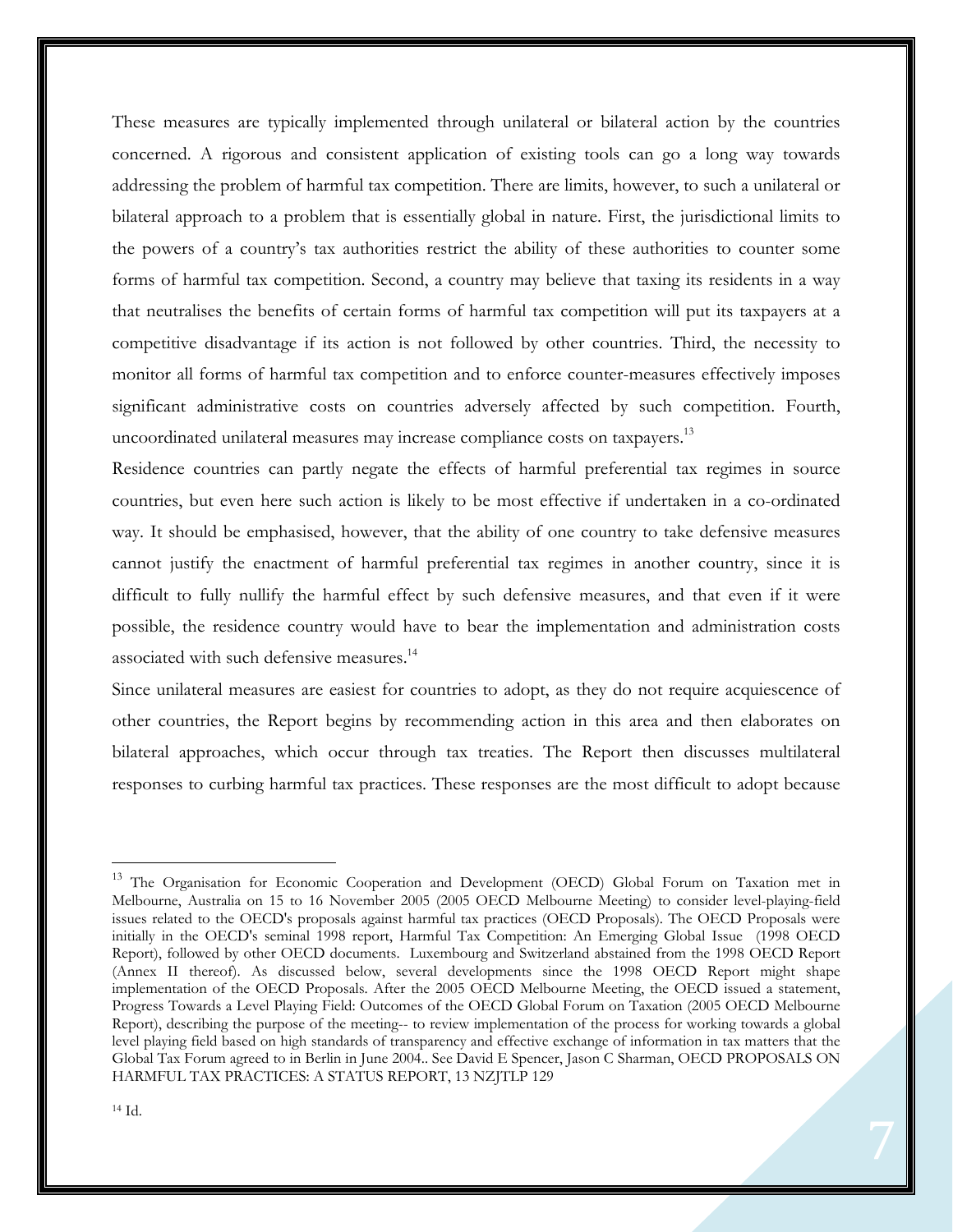These measures are typically implemented through unilateral or bilateral action by the countries concerned. A rigorous and consistent application of existing tools can go a long way towards addressing the problem of harmful tax competition. There are limits, however, to such a unilateral or bilateral approach to a problem that is essentially global in nature. First, the jurisdictional limits to the powers of a country's tax authorities restrict the ability of these authorities to counter some forms of harmful tax competition. Second, a country may believe that taxing its residents in a way that neutralises the benefits of certain forms of harmful tax competition will put its taxpayers at a competitive disadvantage if its action is not followed by other countries. Third, the necessity to monitor all forms of harmful tax competition and to enforce counter-measures effectively imposes significant administrative costs on countries adversely affected by such competition. Fourth, uncoordinated unilateral measures may increase compliance costs on taxpayers.[13]

Residence countries can partly negate the effects of harmful preferential tax regimes in source countries, but even here such action is likely to be most effective if undertaken in a co-ordinated way. It should be emphasised, however, that the ability of one country to take defensive measures cannot justify the enactment of harmful preferential tax regimes in another country, since it is difficult to fully nullify the harmful effect by such defensive measures, and that even if it were possible, the residence country would have to bear the implementation and administration costs associated with such defensive measures.[14]

Since unilateral measures are easiest for countries to adopt, as they do not require acquiescence of other countries, the Report begins by recommending action in this area and then elaborates on bilateral approaches, which occur through tax treaties. The Report then discusses multilateral responses to curbing harmful tax practices. These responses are the most difficult to adopt because

---

[13] The Organisation for Economic Cooperation and Development (OECD) Global Forum on Taxation met in Melbourne, Australia on 15 to 16 November 2005 (2005 OECD Melbourne Meeting) to consider level-playing-field issues related to the OECD's proposals against harmful tax practices (OECD Proposals). The OECD Proposals were initially in the OECD's seminal 1998 report, Harmful Tax Competition: An Emerging Global Issue (1998 OECD Report), followed by other OECD documents. Luxembourg and Switzerland abstained from the 1998 OECD Report (Annex II thereof). As discussed below, several developments since the 1998 OECD Report might shape implementation of the OECD Proposals. After the 2005 OECD Melbourne Meeting, the OECD issued a statement, Progress Towards a Level Playing Field: Outcomes of the OECD Global Forum on Taxation (2005 OECD Melbourne Report), describing the purpose of the meeting-- to review implementation of the process for working towards a global level playing field based on high standards of transparency and effective exchange of information in tax matters that the Global Tax Forum agreed to in Berlin in June 2004.. See David E Spencer, Jason C Sharman, OECD PROPOSALS ON HARMFUL TAX PRACTICES: A STATUS REPORT, 13 NZJTLP 129

[14] Id.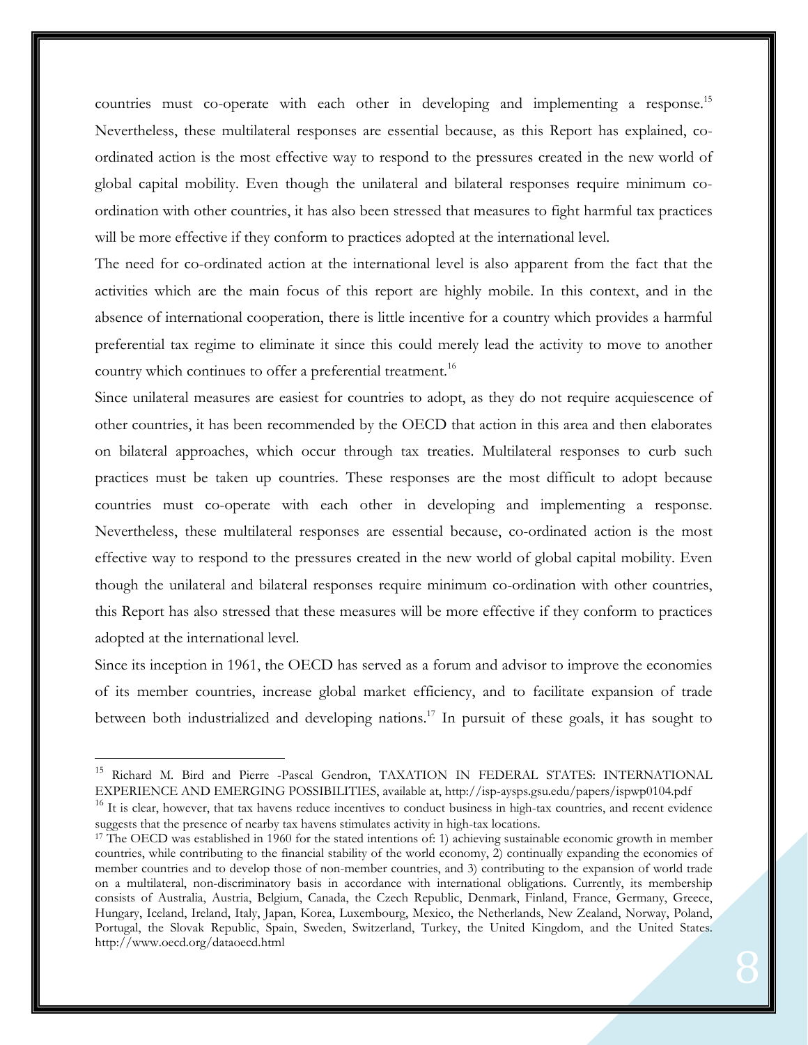countries must co-operate with each other in developing and implementing a response.[15] Nevertheless, these multilateral responses are essential because, as this Report has explained, co-ordinated action is the most effective way to respond to the pressures created in the new world of global capital mobility. Even though the unilateral and bilateral responses require minimum co-ordination with other countries, it has also been stressed that measures to fight harmful tax practices will be more effective if they conform to practices adopted at the international level.

The need for co-ordinated action at the international level is also apparent from the fact that the activities which are the main focus of this report are highly mobile. In this context, and in the absence of international cooperation, there is little incentive for a country which provides a harmful preferential tax regime to eliminate it since this could merely lead the activity to move to another country which continues to offer a preferential treatment.[16]

Since unilateral measures are easiest for countries to adopt, as they do not require acquiescence of other countries, it has been recommended by the OECD that action in this area and then elaborates on bilateral approaches, which occur through tax treaties. Multilateral responses to curb such practices must be taken up countries. These responses are the most difficult to adopt because countries must co-operate with each other in developing and implementing a response. Nevertheless, these multilateral responses are essential because, co-ordinated action is the most effective way to respond to the pressures created in the new world of global capital mobility. Even though the unilateral and bilateral responses require minimum co-ordination with other countries, this Report has also stressed that these measures will be more effective if they conform to practices adopted at the international level.

Since its inception in 1961, the OECD has served as a forum and advisor to improve the economies of its member countries, increase global market efficiency, and to facilitate expansion of trade between both industrialized and developing nations.[17] In pursuit of these goals, it has sought to

---

[15] Richard M. Bird and Pierre -Pascal Gendron, TAXATION IN FEDERAL STATES: INTERNATIONAL EXPERIENCE AND EMERGING POSSIBILITIES, available at, http://isp-aysps.gsu.edu/papers/ispwp0104.pdf

[16] It is clear, however, that tax havens reduce incentives to conduct business in high-tax countries, and recent evidence suggests that the presence of nearby tax havens stimulates activity in high-tax locations.

[17] The OECD was established in 1960 for the stated intentions of: 1) achieving sustainable economic growth in member countries, while contributing to the financial stability of the world economy, 2) continually expanding the economies of member countries and to develop those of non-member countries, and 3) contributing to the expansion of world trade on a multilateral, non-discriminatory basis in accordance with international obligations. Currently, its membership consists of Australia, Austria, Belgium, Canada, the Czech Republic, Denmark, Finland, France, Germany, Greece, Hungary, Iceland, Ireland, Italy, Japan, Korea, Luxembourg, Mexico, the Netherlands, New Zealand, Norway, Poland, Portugal, the Slovak Republic, Spain, Sweden, Switzerland, Turkey, the United Kingdom, and the United States. http://www.oecd.org/dataoecd.html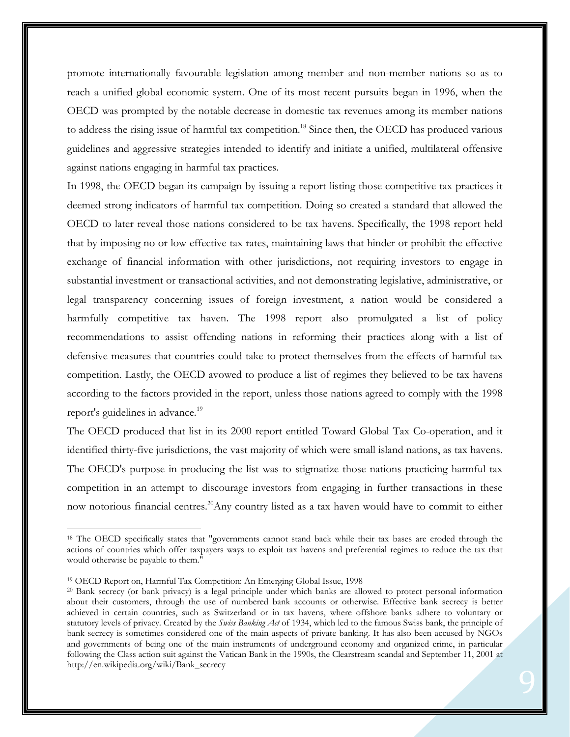promote internationally favourable legislation among member and non-member nations so as to reach a unified global economic system. One of its most recent pursuits began in 1996, when the OECD was prompted by the notable decrease in domestic tax revenues among its member nations to address the rising issue of harmful tax competition.[18] Since then, the OECD has produced various guidelines and aggressive strategies intended to identify and initiate a unified, multilateral offensive against nations engaging in harmful tax practices.

In 1998, the OECD began its campaign by issuing a report listing those competitive tax practices it deemed strong indicators of harmful tax competition. Doing so created a standard that allowed the OECD to later reveal those nations considered to be tax havens. Specifically, the 1998 report held that by imposing no or low effective tax rates, maintaining laws that hinder or prohibit the effective exchange of financial information with other jurisdictions, not requiring investors to engage in substantial investment or transactional activities, and not demonstrating legislative, administrative, or legal transparency concerning issues of foreign investment, a nation would be considered a harmfully competitive tax haven. The 1998 report also promulgated a list of policy recommendations to assist offending nations in reforming their practices along with a list of defensive measures that countries could take to protect themselves from the effects of harmful tax competition. Lastly, the OECD avowed to produce a list of regimes they believed to be tax havens according to the factors provided in the report, unless those nations agreed to comply with the 1998 report's guidelines in advance.[19]

The OECD produced that list in its 2000 report entitled Toward Global Tax Co-operation, and it identified thirty-five jurisdictions, the vast majority of which were small island nations, as tax havens. The OECD's purpose in producing the list was to stigmatize those nations practicing harmful tax competition in an attempt to discourage investors from engaging in further transactions in these now notorious financial centres.[20]Any country listed as a tax haven would have to commit to either

---

[18] The OECD specifically states that "governments cannot stand back while their tax bases are eroded through the actions of countries which offer taxpayers ways to exploit tax havens and preferential regimes to reduce the tax that would otherwise be payable to them."

[19] OECD Report on, Harmful Tax Competition: An Emerging Global Issue, 1998

[20] Bank secrecy (or bank privacy) is a legal principle under which banks are allowed to protect personal information about their customers, through the use of numbered bank accounts or otherwise. Effective bank secrecy is better achieved in certain countries, such as Switzerland or in tax havens, where offshore banks adhere to voluntary or statutory levels of privacy. Created by the *Swiss Banking Act* of 1934, which led to the famous Swiss bank, the principle of bank secrecy is sometimes considered one of the main aspects of private banking. It has also been accused by NGOs and governments of being one of the main instruments of underground economy and organized crime, in particular following the Class action suit against the Vatican Bank in the 1990s, the Clearstream scandal and September 11, 2001 at http://en.wikipedia.org/wiki/Bank_secrecy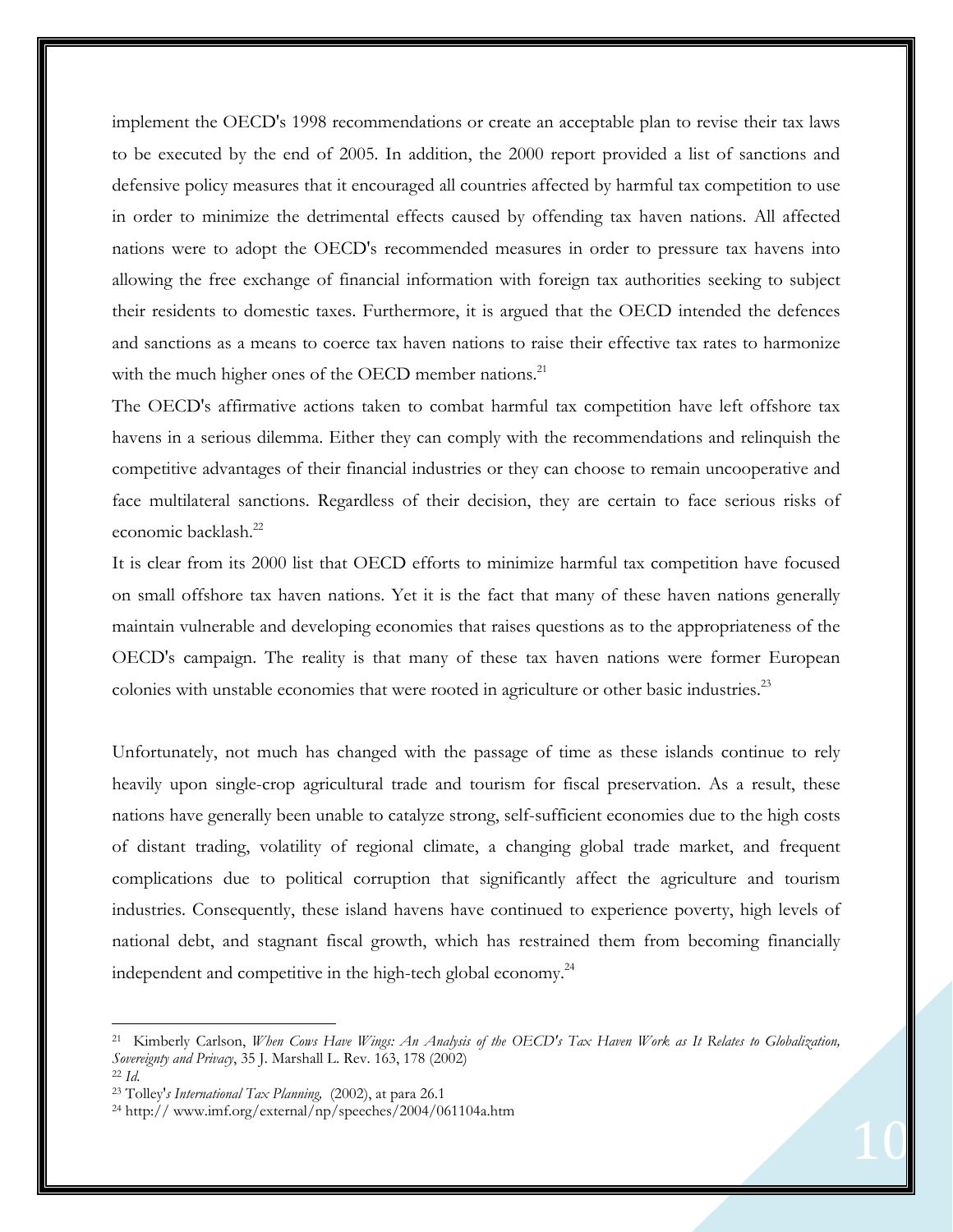implement the OECD's 1998 recommendations or create an acceptable plan to revise their tax laws to be executed by the end of 2005. In addition, the 2000 report provided a list of sanctions and defensive policy measures that it encouraged all countries affected by harmful tax competition to use in order to minimize the detrimental effects caused by offending tax haven nations. All affected nations were to adopt the OECD's recommended measures in order to pressure tax havens into allowing the free exchange of financial information with foreign tax authorities seeking to subject their residents to domestic taxes. Furthermore, it is argued that the OECD intended the defences and sanctions as a means to coerce tax haven nations to raise their effective tax rates to harmonize with the much higher ones of the OECD member nations.[21]

The OECD's affirmative actions taken to combat harmful tax competition have left offshore tax havens in a serious dilemma. Either they can comply with the recommendations and relinquish the competitive advantages of their financial industries or they can choose to remain uncooperative and face multilateral sanctions. Regardless of their decision, they are certain to face serious risks of economic backlash.[22]

It is clear from its 2000 list that OECD efforts to minimize harmful tax competition have focused on small offshore tax haven nations. Yet it is the fact that many of these haven nations generally maintain vulnerable and developing economies that raises questions as to the appropriateness of the OECD's campaign. The reality is that many of these tax haven nations were former European colonies with unstable economies that were rooted in agriculture or other basic industries.[23]

Unfortunately, not much has changed with the passage of time as these islands continue to rely heavily upon single-crop agricultural trade and tourism for fiscal preservation. As a result, these nations have generally been unable to catalyze strong, self-sufficient economies due to the high costs of distant trading, volatility of regional climate, a changing global trade market, and frequent complications due to political corruption that significantly affect the agriculture and tourism industries. Consequently, these island havens have continued to experience poverty, high levels of national debt, and stagnant fiscal growth, which has restrained them from becoming financially independent and competitive in the high-tech global economy.[24]

---

[21] Kimberly Carlson, *When Cows Have Wings: An Analysis of the OECD's Tax Haven Work as It Relates to Globalization, Sovereignty and Privacy*, 35 J. Marshall L. Rev. 163, 178 (2002)

[22] *Id.*

[23] Tolley'*s International Tax Planning,* (2002), at para 26.1

[24] http:// www.imf.org/external/np/speeches/2004/061104a.htm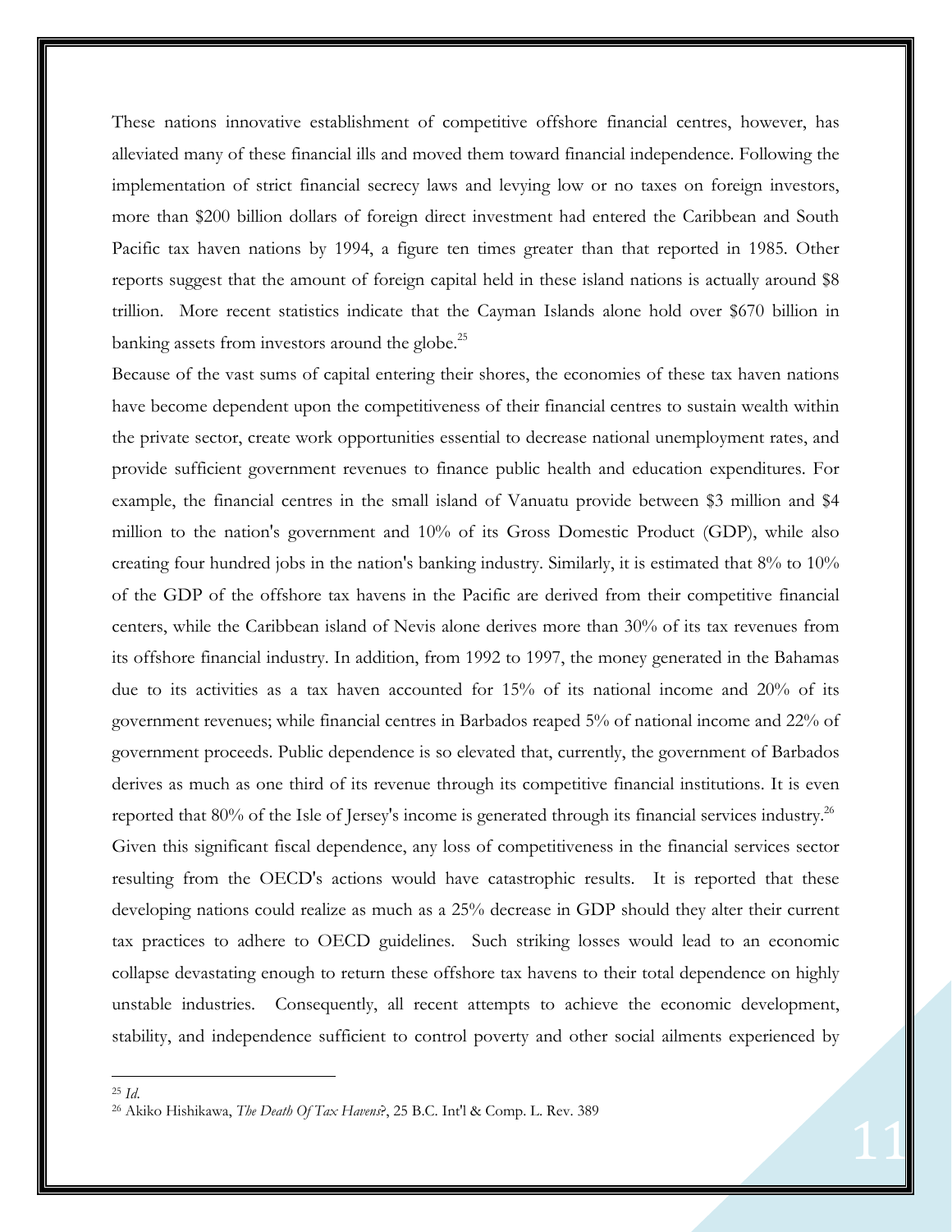These nations innovative establishment of competitive offshore financial centres, however, has alleviated many of these financial ills and moved them toward financial independence. Following the implementation of strict financial secrecy laws and levying low or no taxes on foreign investors, more than $200 billion dollars of foreign direct investment had entered the Caribbean and South Pacific tax haven nations by 1994, a figure ten times greater than that reported in 1985. Other reports suggest that the amount of foreign capital held in these island nations is actually around $8 trillion. More recent statistics indicate that the Cayman Islands alone hold over $670 billion in banking assets from investors around the globe.[25]

Because of the vast sums of capital entering their shores, the economies of these tax haven nations have become dependent upon the competitiveness of their financial centres to sustain wealth within the private sector, create work opportunities essential to decrease national unemployment rates, and provide sufficient government revenues to finance public health and education expenditures. For example, the financial centres in the small island of Vanuatu provide between $3 million and $4 million to the nation's government and 10% of its Gross Domestic Product (GDP), while also creating four hundred jobs in the nation's banking industry. Similarly, it is estimated that 8% to 10% of the GDP of the offshore tax havens in the Pacific are derived from their competitive financial centers, while the Caribbean island of Nevis alone derives more than 30% of its tax revenues from its offshore financial industry. In addition, from 1992 to 1997, the money generated in the Bahamas due to its activities as a tax haven accounted for 15% of its national income and 20% of its government revenues; while financial centres in Barbados reaped 5% of national income and 22% of government proceeds. Public dependence is so elevated that, currently, the government of Barbados derives as much as one third of its revenue through its competitive financial institutions. It is even reported that 80% of the Isle of Jersey's income is generated through its financial services industry.[26]

Given this significant fiscal dependence, any loss of competitiveness in the financial services sector resulting from the OECD's actions would have catastrophic results. It is reported that these developing nations could realize as much as a 25% decrease in GDP should they alter their current tax practices to adhere to OECD guidelines. Such striking losses would lead to an economic collapse devastating enough to return these offshore tax havens to their total dependence on highly unstable industries. Consequently, all recent attempts to achieve the economic development, stability, and independence sufficient to control poverty and other social ailments experienced by

---

[25] *Id.*

[26] Akiko Hishikawa, *The Death Of Tax Havens*?, 25 B.C. Int'l & Comp. L. Rev. 389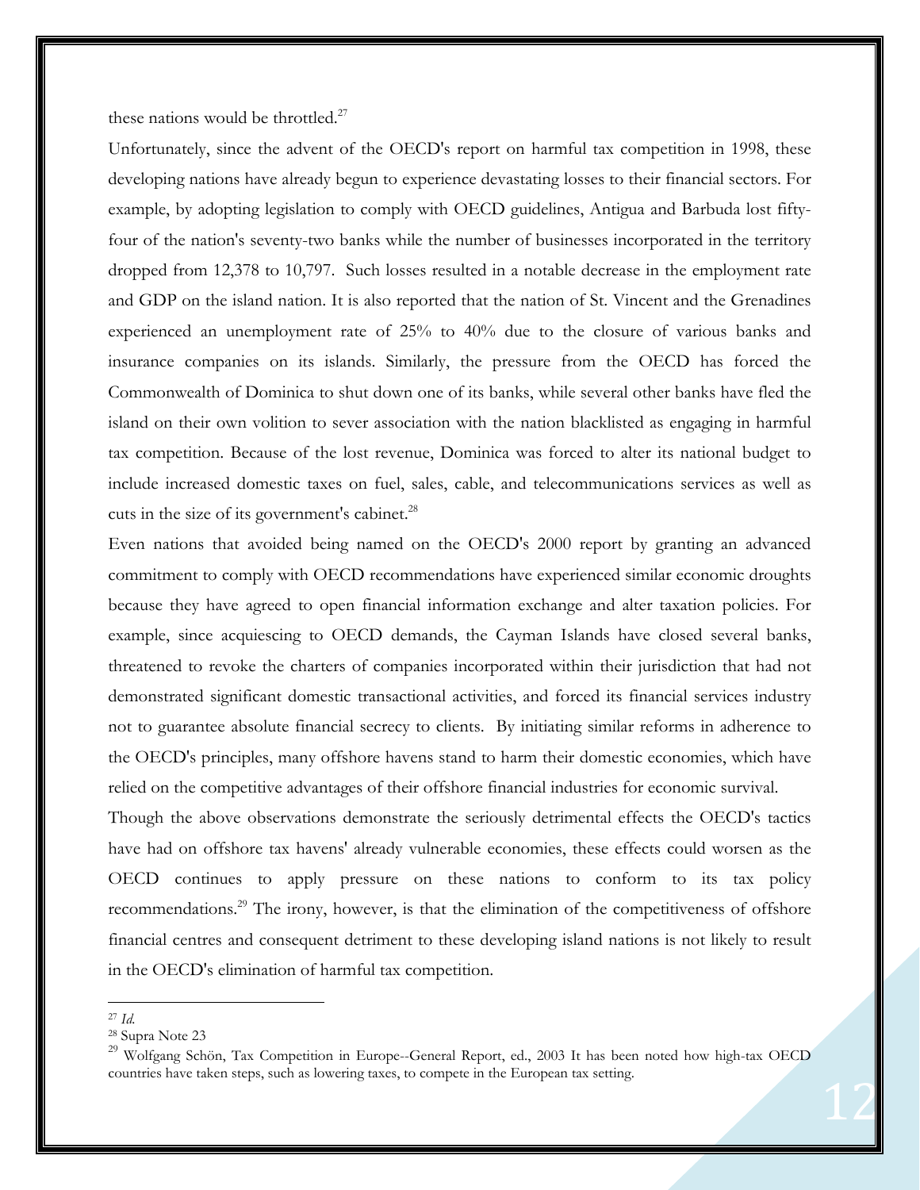these nations would be throttled.[27]

Unfortunately, since the advent of the OECD's report on harmful tax competition in 1998, these developing nations have already begun to experience devastating losses to their financial sectors. For example, by adopting legislation to comply with OECD guidelines, Antigua and Barbuda lost fifty-four of the nation's seventy-two banks while the number of businesses incorporated in the territory dropped from 12,378 to 10,797. Such losses resulted in a notable decrease in the employment rate and GDP on the island nation. It is also reported that the nation of St. Vincent and the Grenadines experienced an unemployment rate of 25% to 40% due to the closure of various banks and insurance companies on its islands. Similarly, the pressure from the OECD has forced the Commonwealth of Dominica to shut down one of its banks, while several other banks have fled the island on their own volition to sever association with the nation blacklisted as engaging in harmful tax competition. Because of the lost revenue, Dominica was forced to alter its national budget to include increased domestic taxes on fuel, sales, cable, and telecommunications services as well as cuts in the size of its government's cabinet.[28]

Even nations that avoided being named on the OECD's 2000 report by granting an advanced commitment to comply with OECD recommendations have experienced similar economic droughts because they have agreed to open financial information exchange and alter taxation policies. For example, since acquiescing to OECD demands, the Cayman Islands have closed several banks, threatened to revoke the charters of companies incorporated within their jurisdiction that had not demonstrated significant domestic transactional activities, and forced its financial services industry not to guarantee absolute financial secrecy to clients. By initiating similar reforms in adherence to the OECD's principles, many offshore havens stand to harm their domestic economies, which have relied on the competitive advantages of their offshore financial industries for economic survival.

Though the above observations demonstrate the seriously detrimental effects the OECD's tactics have had on offshore tax havens' already vulnerable economies, these effects could worsen as the OECD continues to apply pressure on these nations to conform to its tax policy recommendations.[29] The irony, however, is that the elimination of the competitiveness of offshore financial centres and consequent detriment to these developing island nations is not likely to result in the OECD's elimination of harmful tax competition.

---

[27] *Id.*

[28] Supra Note 23

[29] Wolfgang Schön, Tax Competition in Europe--General Report, ed., 2003 It has been noted how high-tax OECD countries have taken steps, such as lowering taxes, to compete in the European tax setting.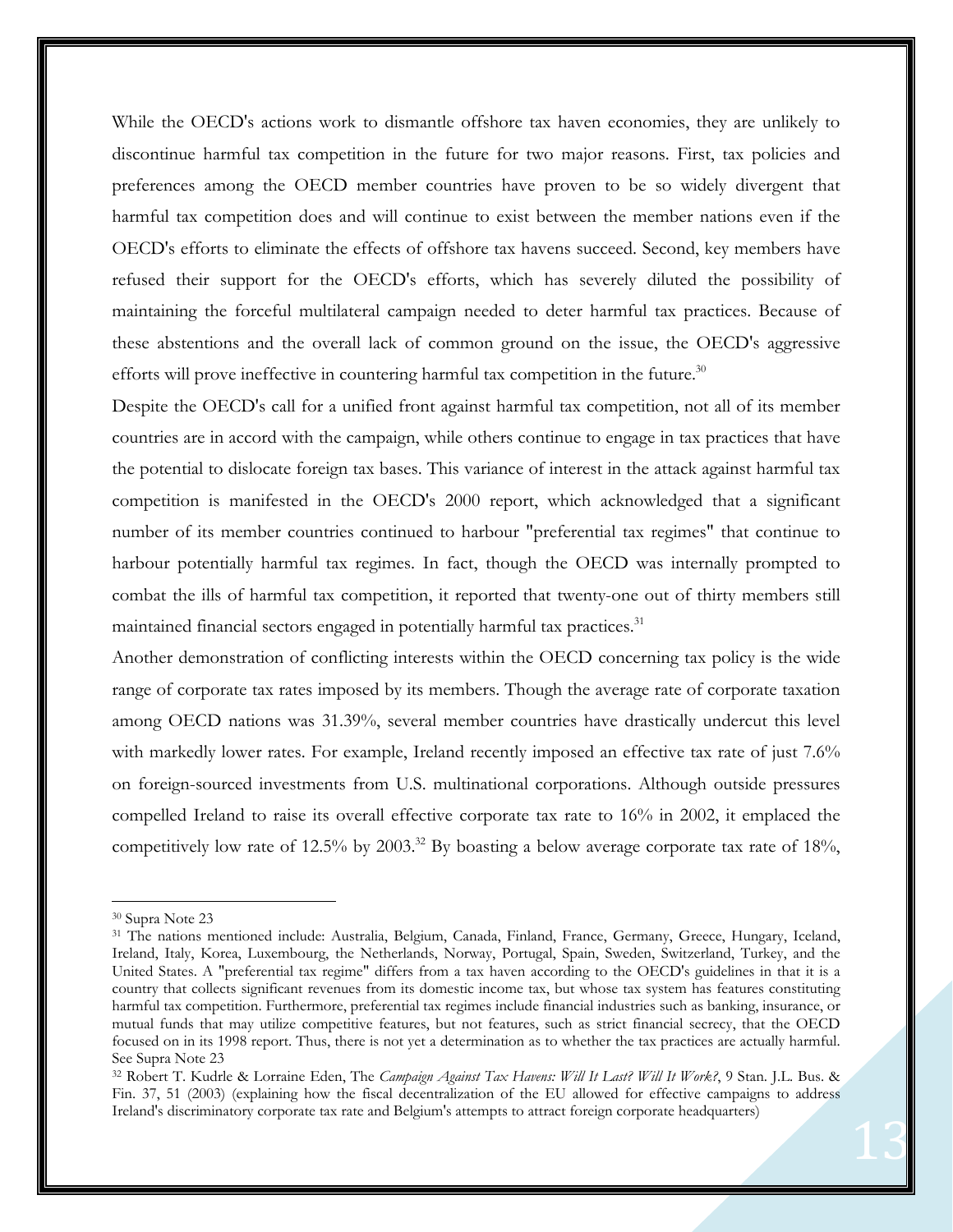While the OECD's actions work to dismantle offshore tax haven economies, they are unlikely to discontinue harmful tax competition in the future for two major reasons. First, tax policies and preferences among the OECD member countries have proven to be so widely divergent that harmful tax competition does and will continue to exist between the member nations even if the OECD's efforts to eliminate the effects of offshore tax havens succeed. Second, key members have refused their support for the OECD's efforts, which has severely diluted the possibility of maintaining the forceful multilateral campaign needed to deter harmful tax practices. Because of these abstentions and the overall lack of common ground on the issue, the OECD's aggressive efforts will prove ineffective in countering harmful tax competition in the future.[30]

Despite the OECD's call for a unified front against harmful tax competition, not all of its member countries are in accord with the campaign, while others continue to engage in tax practices that have the potential to dislocate foreign tax bases. This variance of interest in the attack against harmful tax competition is manifested in the OECD's 2000 report, which acknowledged that a significant number of its member countries continued to harbour "preferential tax regimes" that continue to harbour potentially harmful tax regimes. In fact, though the OECD was internally prompted to combat the ills of harmful tax competition, it reported that twenty-one out of thirty members still maintained financial sectors engaged in potentially harmful tax practices.[31]

Another demonstration of conflicting interests within the OECD concerning tax policy is the wide range of corporate tax rates imposed by its members. Though the average rate of corporate taxation among OECD nations was 31.39%, several member countries have drastically undercut this level with markedly lower rates. For example, Ireland recently imposed an effective tax rate of just 7.6% on foreign-sourced investments from U.S. multinational corporations. Although outside pressures compelled Ireland to raise its overall effective corporate tax rate to 16% in 2002, it emplaced the competitively low rate of 12.5% by 2003.[32] By boasting a below average corporate tax rate of 18%,

---

[30] Supra Note 23

[31] The nations mentioned include: Australia, Belgium, Canada, Finland, France, Germany, Greece, Hungary, Iceland, Ireland, Italy, Korea, Luxembourg, the Netherlands, Norway, Portugal, Spain, Sweden, Switzerland, Turkey, and the United States. A "preferential tax regime" differs from a tax haven according to the OECD's guidelines in that it is a country that collects significant revenues from its domestic income tax, but whose tax system has features constituting harmful tax competition. Furthermore, preferential tax regimes include financial industries such as banking, insurance, or mutual funds that may utilize competitive features, but not features, such as strict financial secrecy, that the OECD focused on in its 1998 report. Thus, there is not yet a determination as to whether the tax practices are actually harmful. See Supra Note 23

[32] Robert T. Kudrle & Lorraine Eden, The *Campaign Against Tax Havens: Will It Last? Will It Work?*, 9 Stan. J.L. Bus. & Fin. 37, 51 (2003) (explaining how the fiscal decentralization of the EU allowed for effective campaigns to address Ireland's discriminatory corporate tax rate and Belgium's attempts to attract foreign corporate headquarters)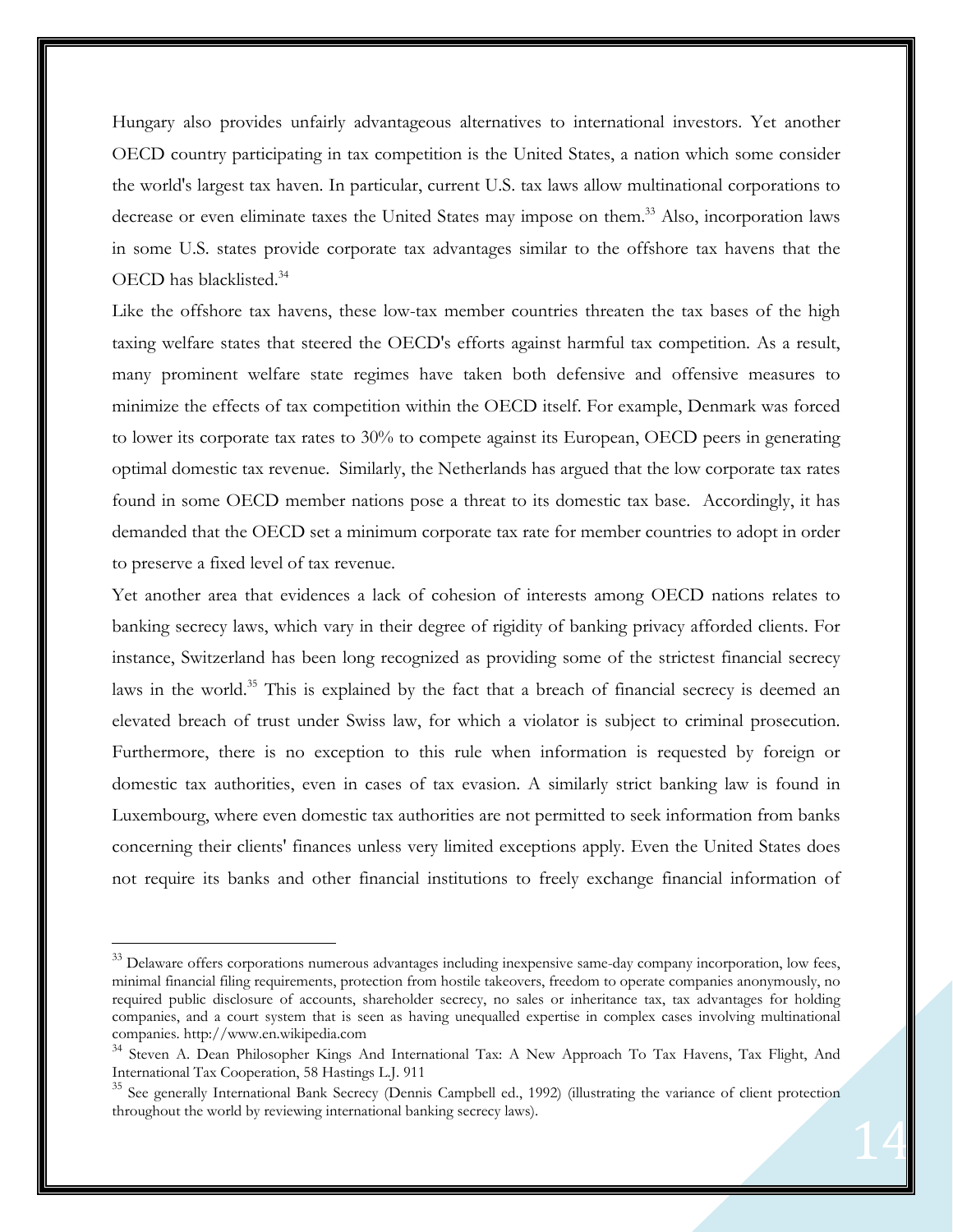Hungary also provides unfairly advantageous alternatives to international investors. Yet another OECD country participating in tax competition is the United States, a nation which some consider the world's largest tax haven. In particular, current U.S. tax laws allow multinational corporations to decrease or even eliminate taxes the United States may impose on them.[33] Also, incorporation laws in some U.S. states provide corporate tax advantages similar to the offshore tax havens that the OECD has blacklisted.[34]

Like the offshore tax havens, these low-tax member countries threaten the tax bases of the high taxing welfare states that steered the OECD's efforts against harmful tax competition. As a result, many prominent welfare state regimes have taken both defensive and offensive measures to minimize the effects of tax competition within the OECD itself. For example, Denmark was forced to lower its corporate tax rates to 30% to compete against its European, OECD peers in generating optimal domestic tax revenue. Similarly, the Netherlands has argued that the low corporate tax rates found in some OECD member nations pose a threat to its domestic tax base. Accordingly, it has demanded that the OECD set a minimum corporate tax rate for member countries to adopt in order to preserve a fixed level of tax revenue.

Yet another area that evidences a lack of cohesion of interests among OECD nations relates to banking secrecy laws, which vary in their degree of rigidity of banking privacy afforded clients. For instance, Switzerland has been long recognized as providing some of the strictest financial secrecy laws in the world.[35] This is explained by the fact that a breach of financial secrecy is deemed an elevated breach of trust under Swiss law, for which a violator is subject to criminal prosecution. Furthermore, there is no exception to this rule when information is requested by foreign or domestic tax authorities, even in cases of tax evasion. A similarly strict banking law is found in Luxembourg, where even domestic tax authorities are not permitted to seek information from banks concerning their clients' finances unless very limited exceptions apply. Even the United States does not require its banks and other financial institutions to freely exchange financial information of

---

[33] Delaware offers corporations numerous advantages including inexpensive same-day company incorporation, low fees, minimal financial filing requirements, protection from hostile takeovers, freedom to operate companies anonymously, no required public disclosure of accounts, shareholder secrecy, no sales or inheritance tax, tax advantages for holding companies, and a court system that is seen as having unequalled expertise in complex cases involving multinational companies. http://www.en.wikipedia.com

[34] Steven A. Dean Philosopher Kings And International Tax: A New Approach To Tax Havens, Tax Flight, And International Tax Cooperation, 58 Hastings L.J. 911

[35] See generally International Bank Secrecy (Dennis Campbell ed., 1992) (illustrating the variance of client protection throughout the world by reviewing international banking secrecy laws).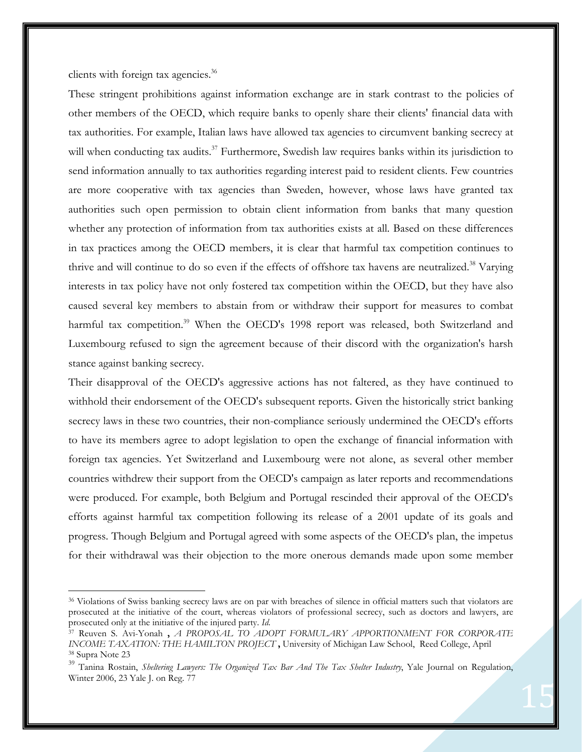clients with foreign tax agencies.[36]

These stringent prohibitions against information exchange are in stark contrast to the policies of other members of the OECD, which require banks to openly share their clients' financial data with tax authorities. For example, Italian laws have allowed tax agencies to circumvent banking secrecy at will when conducting tax audits.[37] Furthermore, Swedish law requires banks within its jurisdiction to send information annually to tax authorities regarding interest paid to resident clients. Few countries are more cooperative with tax agencies than Sweden, however, whose laws have granted tax authorities such open permission to obtain client information from banks that many question whether any protection of information from tax authorities exists at all. Based on these differences in tax practices among the OECD members, it is clear that harmful tax competition continues to thrive and will continue to do so even if the effects of offshore tax havens are neutralized.[38] Varying interests in tax policy have not only fostered tax competition within the OECD, but they have also caused several key members to abstain from or withdraw their support for measures to combat harmful tax competition.[39] When the OECD's 1998 report was released, both Switzerland and Luxembourg refused to sign the agreement because of their discord with the organization's harsh stance against banking secrecy.

Their disapproval of the OECD's aggressive actions has not faltered, as they have continued to withhold their endorsement of the OECD's subsequent reports. Given the historically strict banking secrecy laws in these two countries, their non-compliance seriously undermined the OECD's efforts to have its members agree to adopt legislation to open the exchange of financial information with foreign tax agencies. Yet Switzerland and Luxembourg were not alone, as several other member countries withdrew their support from the OECD's campaign as later reports and recommendations were produced. For example, both Belgium and Portugal rescinded their approval of the OECD's efforts against harmful tax competition following its release of a 2001 update of its goals and progress. Though Belgium and Portugal agreed with some aspects of the OECD's plan, the impetus for their withdrawal was their objection to the more onerous demands made upon some member

---

[36] Violations of Swiss banking secrecy laws are on par with breaches of silence in official matters such that violators are prosecuted at the initiative of the court, whereas violators of professional secrecy, such as doctors and lawyers, are prosecuted only at the initiative of the injured party. *Id.*

[37] Reuven S. Avi-Yonah , *A PROPOSAL TO ADOPT FORMULARY APPORTIONMENT FOR CORPORATE INCOME TAXATION: THE HAMILTON PROJECT* , University of Michigan Law School, Reed College, April

[38] Supra Note 23

[39] Tanina Rostain, *Sheltering Lawyers: The Organized Tax Bar And The Tax Shelter Industry*, Yale Journal on Regulation, Winter 2006, 23 Yale J. on Reg. 77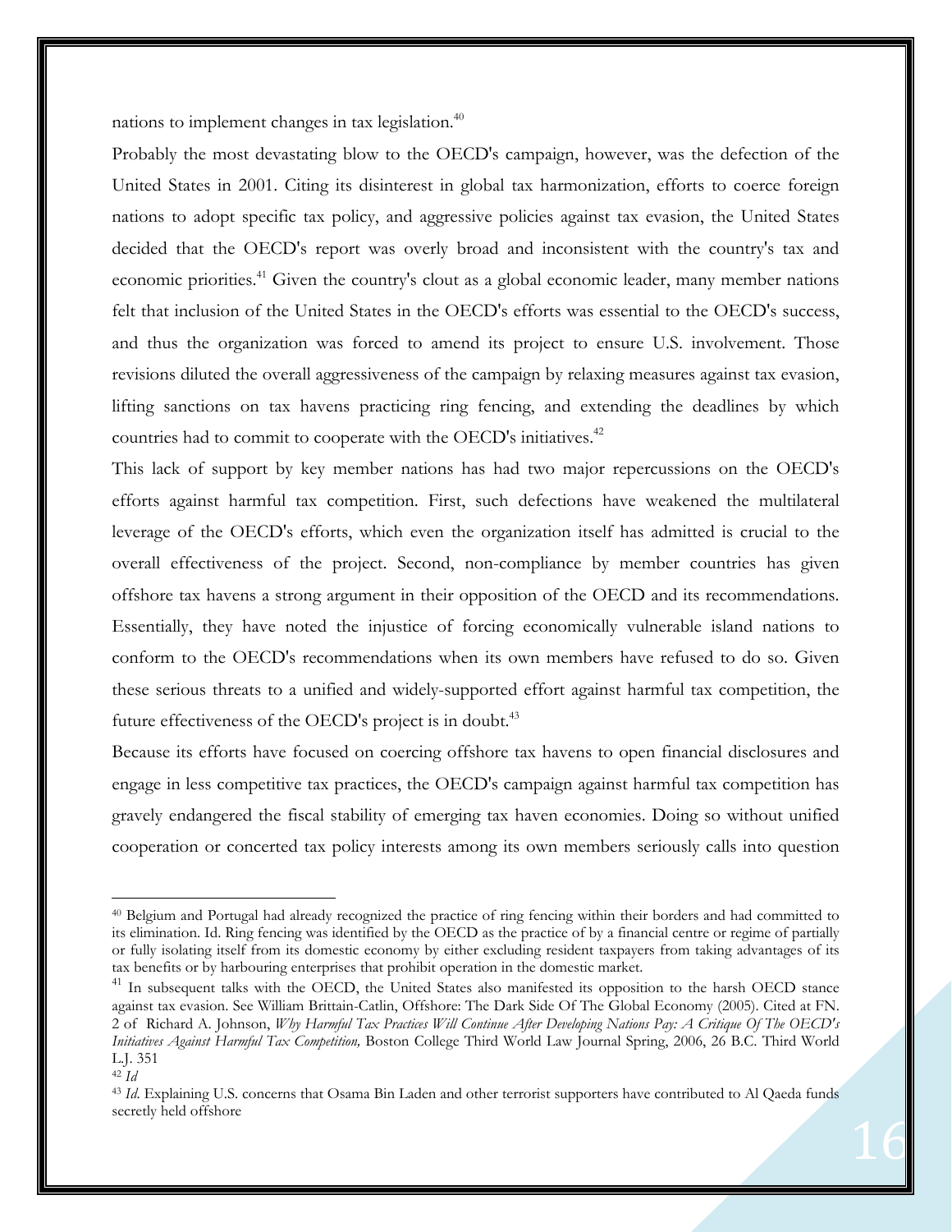nations to implement changes in tax legislation.[40]

Probably the most devastating blow to the OECD's campaign, however, was the defection of the United States in 2001. Citing its disinterest in global tax harmonization, efforts to coerce foreign nations to adopt specific tax policy, and aggressive policies against tax evasion, the United States decided that the OECD's report was overly broad and inconsistent with the country's tax and economic priorities.[41] Given the country's clout as a global economic leader, many member nations felt that inclusion of the United States in the OECD's efforts was essential to the OECD's success, and thus the organization was forced to amend its project to ensure U.S. involvement. Those revisions diluted the overall aggressiveness of the campaign by relaxing measures against tax evasion, lifting sanctions on tax havens practicing ring fencing, and extending the deadlines by which countries had to commit to cooperate with the OECD's initiatives.[42]

This lack of support by key member nations has had two major repercussions on the OECD's efforts against harmful tax competition. First, such defections have weakened the multilateral leverage of the OECD's efforts, which even the organization itself has admitted is crucial to the overall effectiveness of the project. Second, non-compliance by member countries has given offshore tax havens a strong argument in their opposition of the OECD and its recommendations. Essentially, they have noted the injustice of forcing economically vulnerable island nations to conform to the OECD's recommendations when its own members have refused to do so. Given these serious threats to a unified and widely-supported effort against harmful tax competition, the future effectiveness of the OECD's project is in doubt.[43]

Because its efforts have focused on coercing offshore tax havens to open financial disclosures and engage in less competitive tax practices, the OECD's campaign against harmful tax competition has gravely endangered the fiscal stability of emerging tax haven economies. Doing so without unified cooperation or concerted tax policy interests among its own members seriously calls into question

---

[40] Belgium and Portugal had already recognized the practice of ring fencing within their borders and had committed to its elimination. Id. Ring fencing was identified by the OECD as the practice of by a financial centre or regime of partially or fully isolating itself from its domestic economy by either excluding resident taxpayers from taking advantages of its tax benefits or by harbouring enterprises that prohibit operation in the domestic market.

[41] In subsequent talks with the OECD, the United States also manifested its opposition to the harsh OECD stance against tax evasion. See William Brittain-Catlin, Offshore: The Dark Side Of The Global Economy (2005). Cited at FN. 2 of Richard A. Johnson, *Why Harmful Tax Practices Will Continue After Developing Nations Pay: A Critique Of The OECD's Initiatives Against Harmful Tax Competition,* Boston College Third World Law Journal Spring, 2006, 26 B.C. Third World L.J. 351

[42] *Id*

[43] *Id*. Explaining U.S. concerns that Osama Bin Laden and other terrorist supporters have contributed to Al Qaeda funds secretly held offshore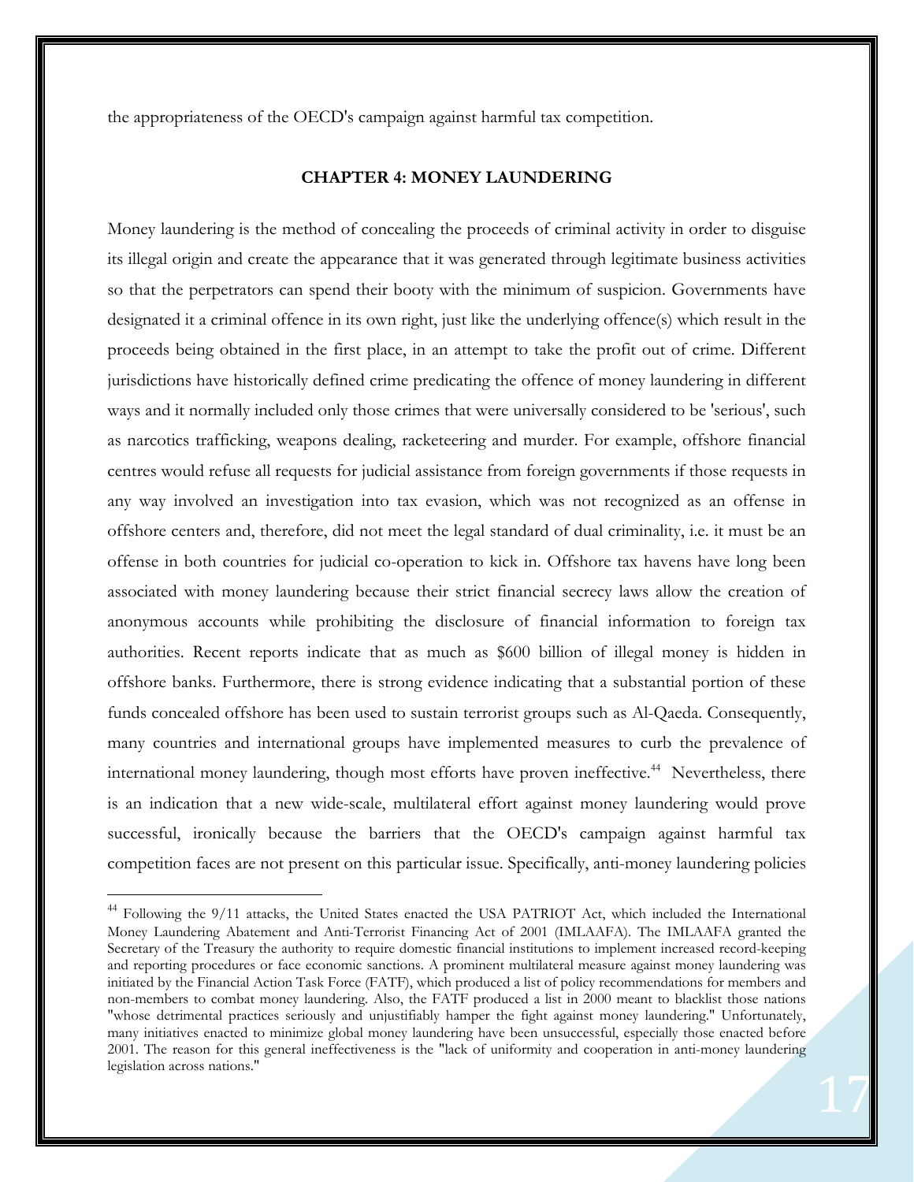the appropriateness of the OECD's campaign against harmful tax competition.

## CHAPTER 4: MONEY LAUNDERING

Money laundering is the method of concealing the proceeds of criminal activity in order to disguise its illegal origin and create the appearance that it was generated through legitimate business activities so that the perpetrators can spend their booty with the minimum of suspicion. Governments have designated it a criminal offence in its own right, just like the underlying offence(s) which result in the proceeds being obtained in the first place, in an attempt to take the profit out of crime. Different jurisdictions have historically defined crime predicating the offence of money laundering in different ways and it normally included only those crimes that were universally considered to be 'serious', such as narcotics trafficking, weapons dealing, racketeering and murder. For example, offshore financial centres would refuse all requests for judicial assistance from foreign governments if those requests in any way involved an investigation into tax evasion, which was not recognized as an offense in offshore centers and, therefore, did not meet the legal standard of dual criminality, i.e. it must be an offense in both countries for judicial co-operation to kick in. Offshore tax havens have long been associated with money laundering because their strict financial secrecy laws allow the creation of anonymous accounts while prohibiting the disclosure of financial information to foreign tax authorities. Recent reports indicate that as much as $600 billion of illegal money is hidden in offshore banks. Furthermore, there is strong evidence indicating that a substantial portion of these funds concealed offshore has been used to sustain terrorist groups such as Al-Qaeda. Consequently, many countries and international groups have implemented measures to curb the prevalence of international money laundering, though most efforts have proven ineffective.[44] Nevertheless, there is an indication that a new wide-scale, multilateral effort against money laundering would prove successful, ironically because the barriers that the OECD's campaign against harmful tax competition faces are not present on this particular issue. Specifically, anti-money laundering policies

---

[44] Following the 9/11 attacks, the United States enacted the USA PATRIOT Act, which included the International Money Laundering Abatement and Anti-Terrorist Financing Act of 2001 (IMLAAFA). The IMLAAFA granted the Secretary of the Treasury the authority to require domestic financial institutions to implement increased record-keeping and reporting procedures or face economic sanctions. A prominent multilateral measure against money laundering was initiated by the Financial Action Task Force (FATF), which produced a list of policy recommendations for members and non-members to combat money laundering. Also, the FATF produced a list in 2000 meant to blacklist those nations "whose detrimental practices seriously and unjustifiably hamper the fight against money laundering." Unfortunately, many initiatives enacted to minimize global money laundering have been unsuccessful, especially those enacted before 2001. The reason for this general ineffectiveness is the "lack of uniformity and cooperation in anti-money laundering legislation across nations."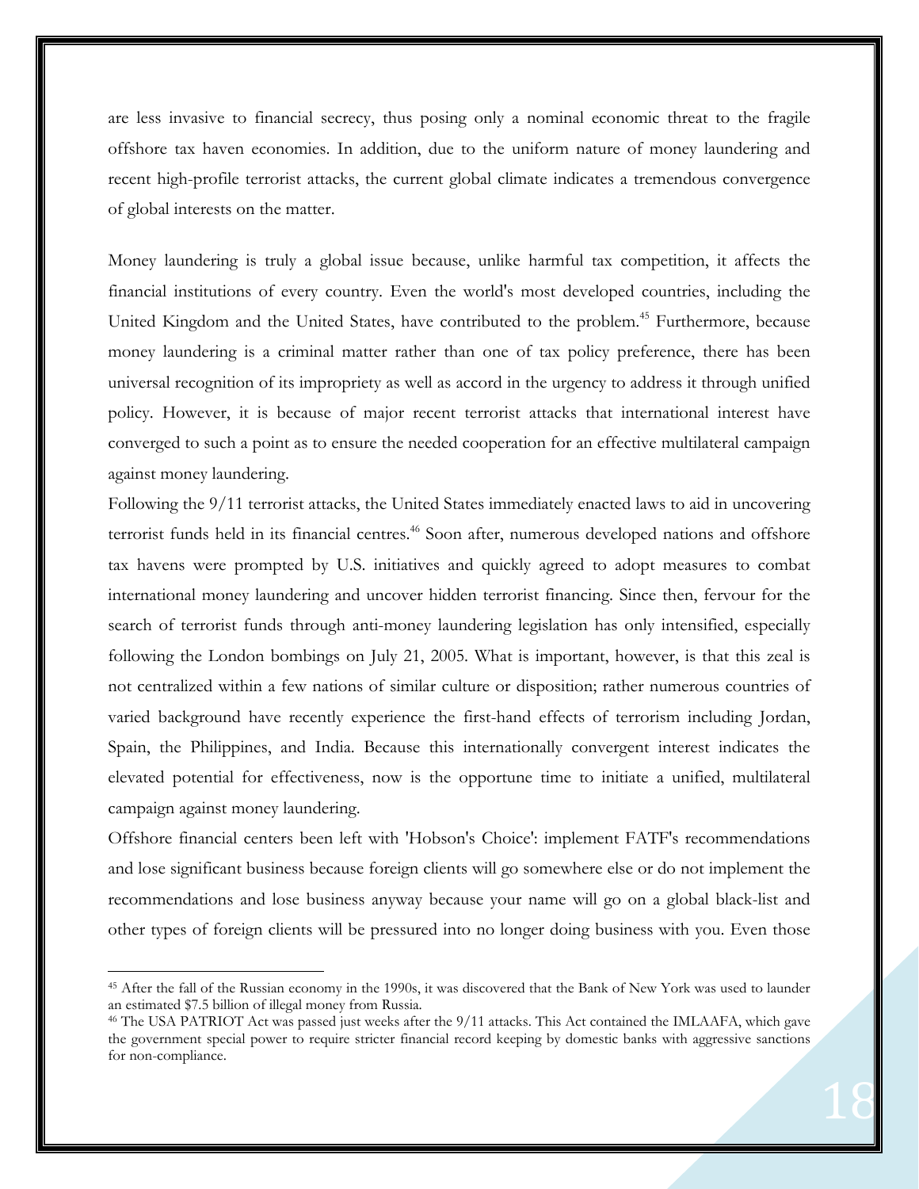are less invasive to financial secrecy, thus posing only a nominal economic threat to the fragile offshore tax haven economies. In addition, due to the uniform nature of money laundering and recent high-profile terrorist attacks, the current global climate indicates a tremendous convergence of global interests on the matter.

Money laundering is truly a global issue because, unlike harmful tax competition, it affects the financial institutions of every country. Even the world's most developed countries, including the United Kingdom and the United States, have contributed to the problem.[45] Furthermore, because money laundering is a criminal matter rather than one of tax policy preference, there has been universal recognition of its impropriety as well as accord in the urgency to address it through unified policy. However, it is because of major recent terrorist attacks that international interest have converged to such a point as to ensure the needed cooperation for an effective multilateral campaign against money laundering.

Following the 9/11 terrorist attacks, the United States immediately enacted laws to aid in uncovering terrorist funds held in its financial centres.[46] Soon after, numerous developed nations and offshore tax havens were prompted by U.S. initiatives and quickly agreed to adopt measures to combat international money laundering and uncover hidden terrorist financing. Since then, fervour for the search of terrorist funds through anti-money laundering legislation has only intensified, especially following the London bombings on July 21, 2005. What is important, however, is that this zeal is not centralized within a few nations of similar culture or disposition; rather numerous countries of varied background have recently experience the first-hand effects of terrorism including Jordan, Spain, the Philippines, and India. Because this internationally convergent interest indicates the elevated potential for effectiveness, now is the opportune time to initiate a unified, multilateral campaign against money laundering.

Offshore financial centers been left with 'Hobson's Choice': implement FATF's recommendations and lose significant business because foreign clients will go somewhere else or do not implement the recommendations and lose business anyway because your name will go on a global black-list and other types of foreign clients will be pressured into no longer doing business with you. Even those

---

[45] After the fall of the Russian economy in the 1990s, it was discovered that the Bank of New York was used to launder an estimated $7.5 billion of illegal money from Russia.

[46] The USA PATRIOT Act was passed just weeks after the 9/11 attacks. This Act contained the IMLAAFA, which gave the government special power to require stricter financial record keeping by domestic banks with aggressive sanctions for non-compliance.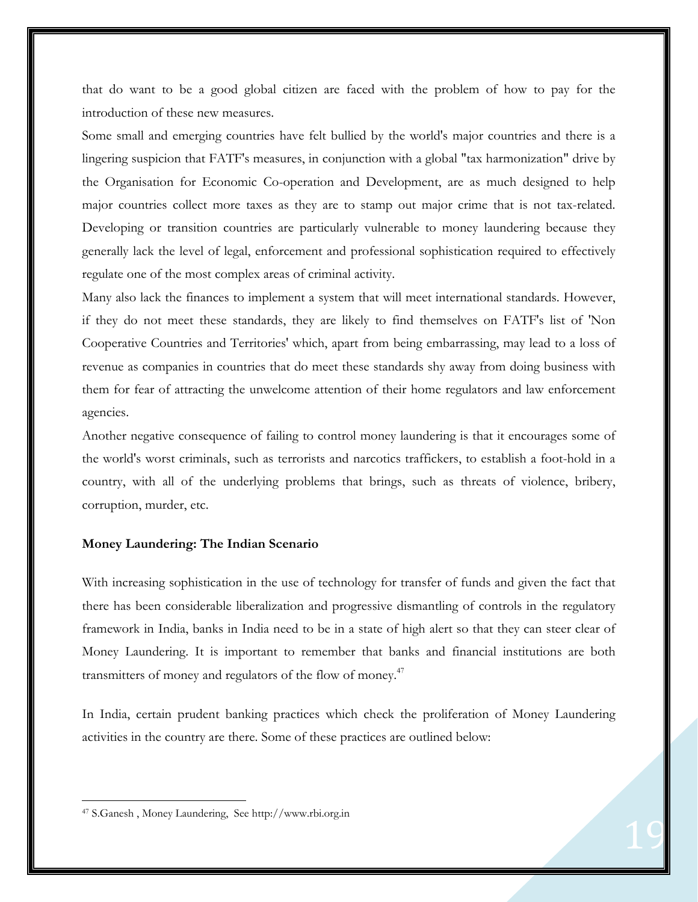that do want to be a good global citizen are faced with the problem of how to pay for the introduction of these new measures.

Some small and emerging countries have felt bullied by the world's major countries and there is a lingering suspicion that FATF's measures, in conjunction with a global "tax harmonization" drive by the Organisation for Economic Co-operation and Development, are as much designed to help major countries collect more taxes as they are to stamp out major crime that is not tax-related. Developing or transition countries are particularly vulnerable to money laundering because they generally lack the level of legal, enforcement and professional sophistication required to effectively regulate one of the most complex areas of criminal activity.

Many also lack the finances to implement a system that will meet international standards. However, if they do not meet these standards, they are likely to find themselves on FATF's list of 'Non Cooperative Countries and Territories' which, apart from being embarrassing, may lead to a loss of revenue as companies in countries that do meet these standards shy away from doing business with them for fear of attracting the unwelcome attention of their home regulators and law enforcement agencies.

Another negative consequence of failing to control money laundering is that it encourages some of the world's worst criminals, such as terrorists and narcotics traffickers, to establish a foot-hold in a country, with all of the underlying problems that brings, such as threats of violence, bribery, corruption, murder, etc.

**Money Laundering: The Indian Scenario**

With increasing sophistication in the use of technology for transfer of funds and given the fact that there has been considerable liberalization and progressive dismantling of controls in the regulatory framework in India, banks in India need to be in a state of high alert so that they can steer clear of Money Laundering. It is important to remember that banks and financial institutions are both transmitters of money and regulators of the flow of money.[47]

In India, certain prudent banking practices which check the proliferation of Money Laundering activities in the country are there. Some of these practices are outlined below:

---

[47] S.Ganesh , Money Laundering, See http://www.rbi.org.in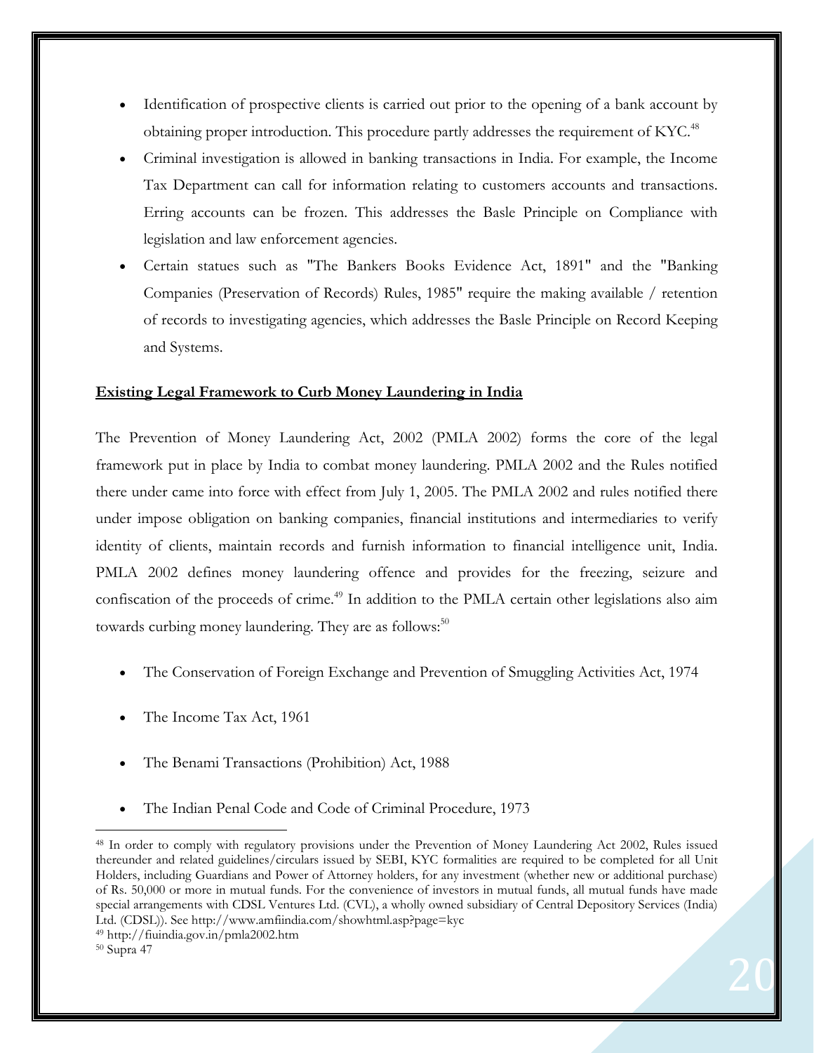- Identification of prospective clients is carried out prior to the opening of a bank account by obtaining proper introduction. This procedure partly addresses the requirement of KYC.[48]
- Criminal investigation is allowed in banking transactions in India. For example, the Income Tax Department can call for information relating to customers accounts and transactions. Erring accounts can be frozen. This addresses the Basle Principle on Compliance with legislation and law enforcement agencies.
- Certain statues such as "The Bankers Books Evidence Act, 1891" and the "Banking Companies (Preservation of Records) Rules, 1985" require the making available / retention of records to investigating agencies, which addresses the Basle Principle on Record Keeping and Systems.

**Existing Legal Framework to Curb Money Laundering in India**

The Prevention of Money Laundering Act, 2002 (PMLA 2002) forms the core of the legal framework put in place by India to combat money laundering. PMLA 2002 and the Rules notified there under came into force with effect from July 1, 2005. The PMLA 2002 and rules notified there under impose obligation on banking companies, financial institutions and intermediaries to verify identity of clients, maintain records and furnish information to financial intelligence unit, India. PMLA 2002 defines money laundering offence and provides for the freezing, seizure and confiscation of the proceeds of crime.[49] In addition to the PMLA certain other legislations also aim towards curbing money laundering. They are as follows:[50]

- The Conservation of Foreign Exchange and Prevention of Smuggling Activities Act, 1974
- The Income Tax Act, 1961
- The Benami Transactions (Prohibition) Act, 1988
- The Indian Penal Code and Code of Criminal Procedure, 1973

---

[48] In order to comply with regulatory provisions under the Prevention of Money Laundering Act 2002, Rules issued thereunder and related guidelines/circulars issued by SEBI, KYC formalities are required to be completed for all Unit Holders, including Guardians and Power of Attorney holders, for any investment (whether new or additional purchase) of Rs. 50,000 or more in mutual funds. For the convenience of investors in mutual funds, all mutual funds have made special arrangements with CDSL Ventures Ltd. (CVL), a wholly owned subsidiary of Central Depository Services (India) Ltd. (CDSL)). See http://www.amfiindia.com/showhtml.asp?page=kyc

[49] http://fiuindia.gov.in/pmla2002.htm

[50] Supra 47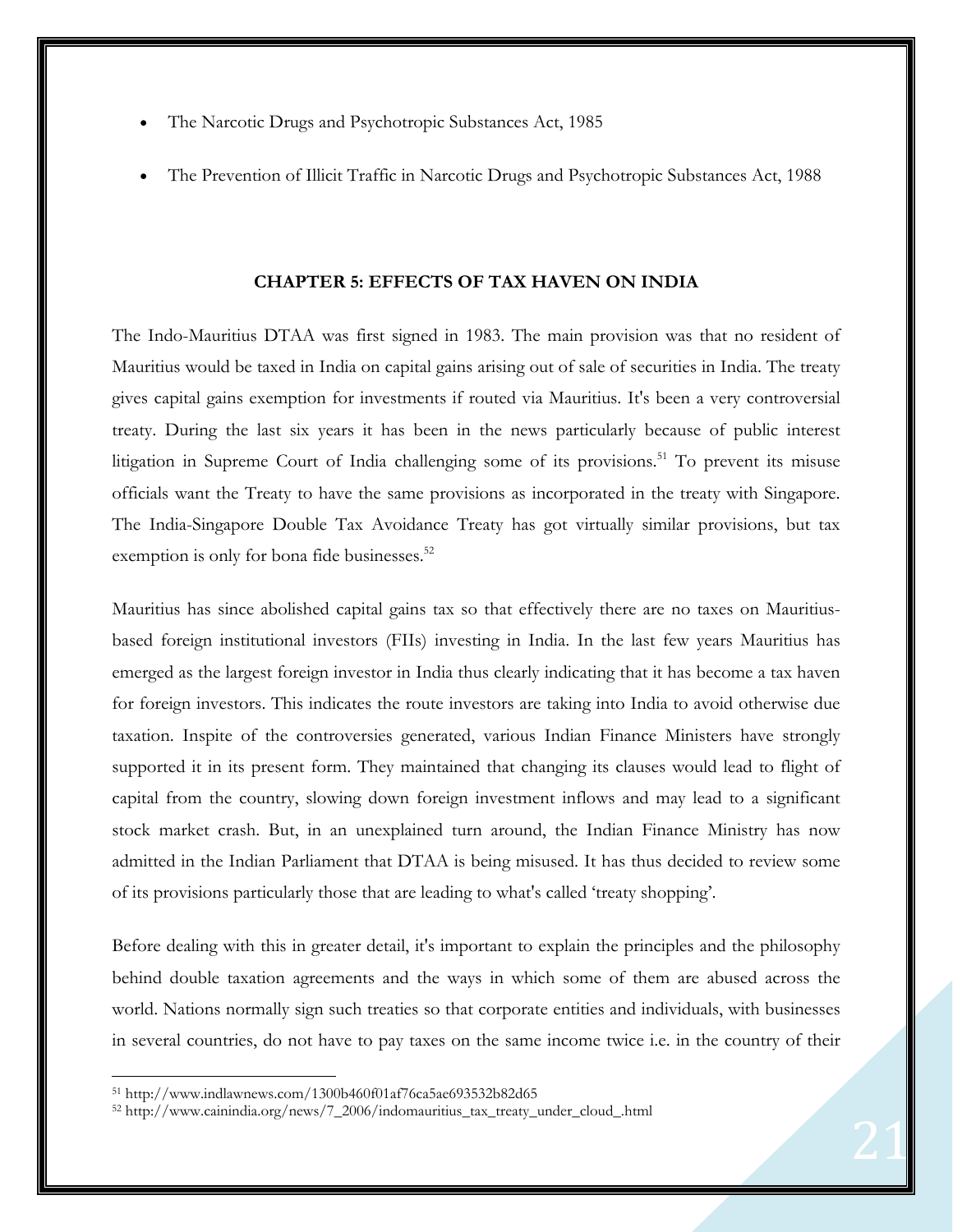- The Narcotic Drugs and Psychotropic Substances Act, 1985
- The Prevention of Illicit Traffic in Narcotic Drugs and Psychotropic Substances Act, 1988

## CHAPTER 5: EFFECTS OF TAX HAVEN ON INDIA

The Indo-Mauritius DTAA was first signed in 1983. The main provision was that no resident of Mauritius would be taxed in India on capital gains arising out of sale of securities in India. The treaty gives capital gains exemption for investments if routed via Mauritius. It's been a very controversial treaty. During the last six years it has been in the news particularly because of public interest litigation in Supreme Court of India challenging some of its provisions.[51] To prevent its misuse officials want the Treaty to have the same provisions as incorporated in the treaty with Singapore. The India-Singapore Double Tax Avoidance Treaty has got virtually similar provisions, but tax exemption is only for bona fide businesses.[52]

Mauritius has since abolished capital gains tax so that effectively there are no taxes on Mauritius-based foreign institutional investors (FIIs) investing in India. In the last few years Mauritius has emerged as the largest foreign investor in India thus clearly indicating that it has become a tax haven for foreign investors. This indicates the route investors are taking into India to avoid otherwise due taxation. Inspite of the controversies generated, various Indian Finance Ministers have strongly supported it in its present form. They maintained that changing its clauses would lead to flight of capital from the country, slowing down foreign investment inflows and may lead to a significant stock market crash. But, in an unexplained turn around, the Indian Finance Ministry has now admitted in the Indian Parliament that DTAA is being misused. It has thus decided to review some of its provisions particularly those that are leading to what's called 'treaty shopping'.

Before dealing with this in greater detail, it's important to explain the principles and the philosophy behind double taxation agreements and the ways in which some of them are abused across the world. Nations normally sign such treaties so that corporate entities and individuals, with businesses in several countries, do not have to pay taxes on the same income twice i.e. in the country of their

---

[51] http://www.indlawnews.com/1300b460f01af76ca5ae693532b82d65

[52] http://www.cainindia.org/news/7_2006/indomauritius_tax_treaty_under_cloud_.html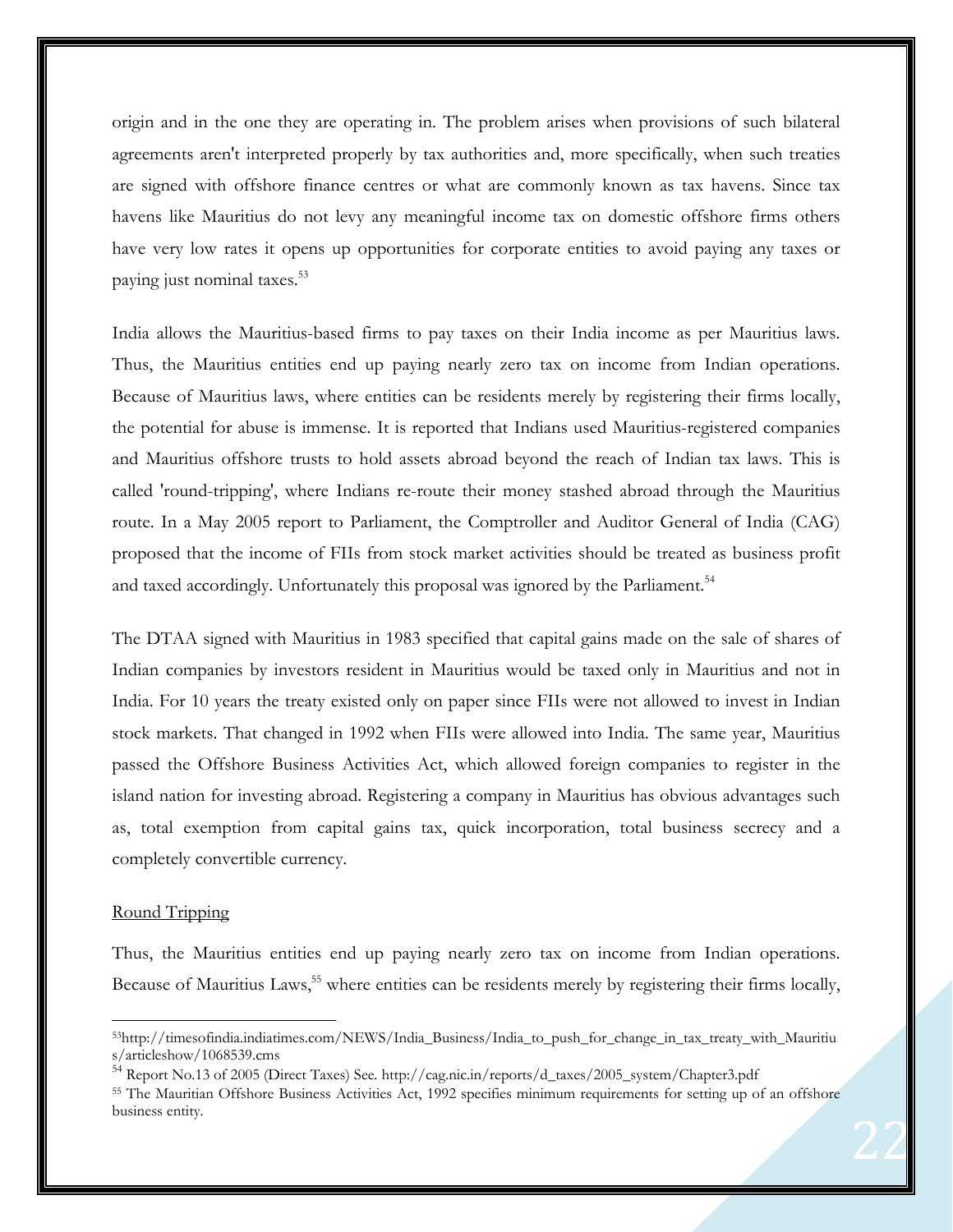origin and in the one they are operating in. The problem arises when provisions of such bilateral agreements aren't interpreted properly by tax authorities and, more specifically, when such treaties are signed with offshore finance centres or what are commonly known as tax havens. Since tax havens like Mauritius do not levy any meaningful income tax on domestic offshore firms others have very low rates it opens up opportunities for corporate entities to avoid paying any taxes or paying just nominal taxes.[53]

India allows the Mauritius-based firms to pay taxes on their India income as per Mauritius laws. Thus, the Mauritius entities end up paying nearly zero tax on income from Indian operations. Because of Mauritius laws, where entities can be residents merely by registering their firms locally, the potential for abuse is immense. It is reported that Indians used Mauritius-registered companies and Mauritius offshore trusts to hold assets abroad beyond the reach of Indian tax laws. This is called 'round-tripping', where Indians re-route their money stashed abroad through the Mauritius route. In a May 2005 report to Parliament, the Comptroller and Auditor General of India (CAG) proposed that the income of FIIs from stock market activities should be treated as business profit and taxed accordingly. Unfortunately this proposal was ignored by the Parliament.[54]

The DTAA signed with Mauritius in 1983 specified that capital gains made on the sale of shares of Indian companies by investors resident in Mauritius would be taxed only in Mauritius and not in India. For 10 years the treaty existed only on paper since FIIs were not allowed to invest in Indian stock markets. That changed in 1992 when FIIs were allowed into India. The same year, Mauritius passed the Offshore Business Activities Act, which allowed foreign companies to register in the island nation for investing abroad. Registering a company in Mauritius has obvious advantages such as, total exemption from capital gains tax, quick incorporation, total business secrecy and a completely convertible currency.

<u>Round Tripping</u>

Thus, the Mauritius entities end up paying nearly zero tax on income from Indian operations. Because of Mauritius Laws,[55] where entities can be residents merely by registering their firms locally,

---

[53] http://timesofindia.indiatimes.com/NEWS/India_Business/India_to_push_for_change_in_tax_treaty_with_Mauritius/articleshow/1068539.cms

[54] Report No.13 of 2005 (Direct Taxes) See. http://cag.nic.in/reports/d_taxes/2005_system/Chapter3.pdf

[55] The Mauritian Offshore Business Activities Act, 1992 specifies minimum requirements for setting up of an offshore business entity.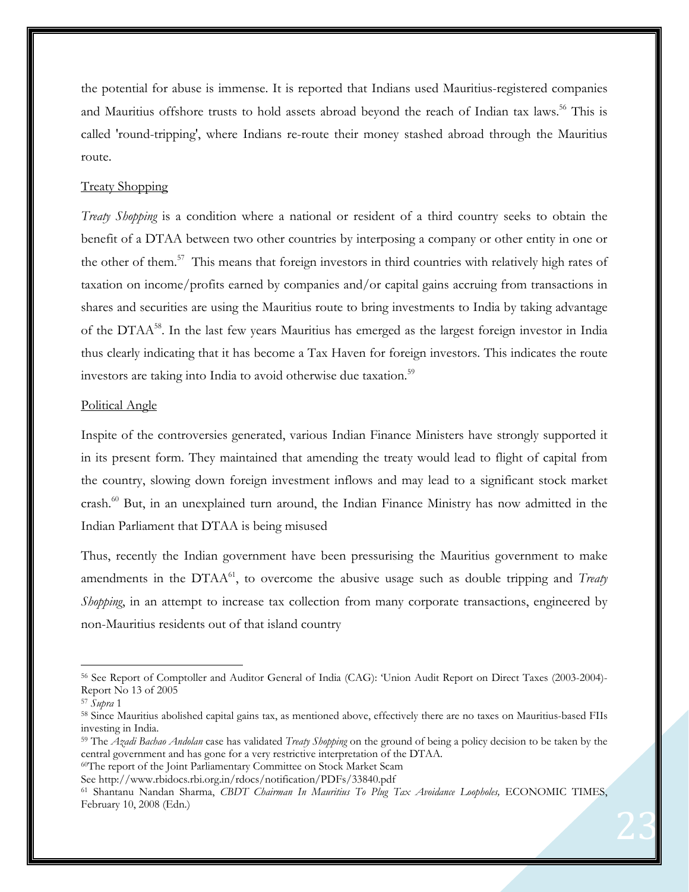the potential for abuse is immense. It is reported that Indians used Mauritius-registered companies and Mauritius offshore trusts to hold assets abroad beyond the reach of Indian tax laws.[56] This is called 'round-tripping', where Indians re-route their money stashed abroad through the Mauritius route.

Treaty Shopping

*Treaty Shopping* is a condition where a national or resident of a third country seeks to obtain the benefit of a DTAA between two other countries by interposing a company or other entity in one or the other of them.[57] This means that foreign investors in third countries with relatively high rates of taxation on income/profits earned by companies and/or capital gains accruing from transactions in shares and securities are using the Mauritius route to bring investments to India by taking advantage of the DTAA[58]. In the last few years Mauritius has emerged as the largest foreign investor in India thus clearly indicating that it has become a Tax Haven for foreign investors. This indicates the route investors are taking into India to avoid otherwise due taxation.[59]

Political Angle

Inspite of the controversies generated, various Indian Finance Ministers have strongly supported it in its present form. They maintained that amending the treaty would lead to flight of capital from the country, slowing down foreign investment inflows and may lead to a significant stock market crash.[60] But, in an unexplained turn around, the Indian Finance Ministry has now admitted in the Indian Parliament that DTAA is being misused

Thus, recently the Indian government have been pressurising the Mauritius government to make amendments in the DTAA[61], to overcome the abusive usage such as double tripping and *Treaty Shopping*, in an attempt to increase tax collection from many corporate transactions, engineered by non-Mauritius residents out of that island country

---

[56] See Report of Comptoller and Auditor General of India (CAG): 'Union Audit Report on Direct Taxes (2003-2004)- Report No 13 of 2005

[57] *Supra* 1

[58] Since Mauritius abolished capital gains tax, as mentioned above, effectively there are no taxes on Mauritius-based FIIs investing in India.

[59] The *Azadi Bachao Andolan* case has validated *Treaty Shopping* on the ground of being a policy decision to be taken by the central government and has gone for a very restrictive interpretation of the DTAA.

[60] The report of the Joint Parliamentary Committee on Stock Market Scam
See http://www.rbidocs.rbi.org.in/rdocs/notification/PDFs/33840.pdf

[61] Shantanu Nandan Sharma, *CBDT Chairman In Mauritius To Plug Tax Avoidance Loopholes,* ECONOMIC TIMES, February 10, 2008 (Edn.)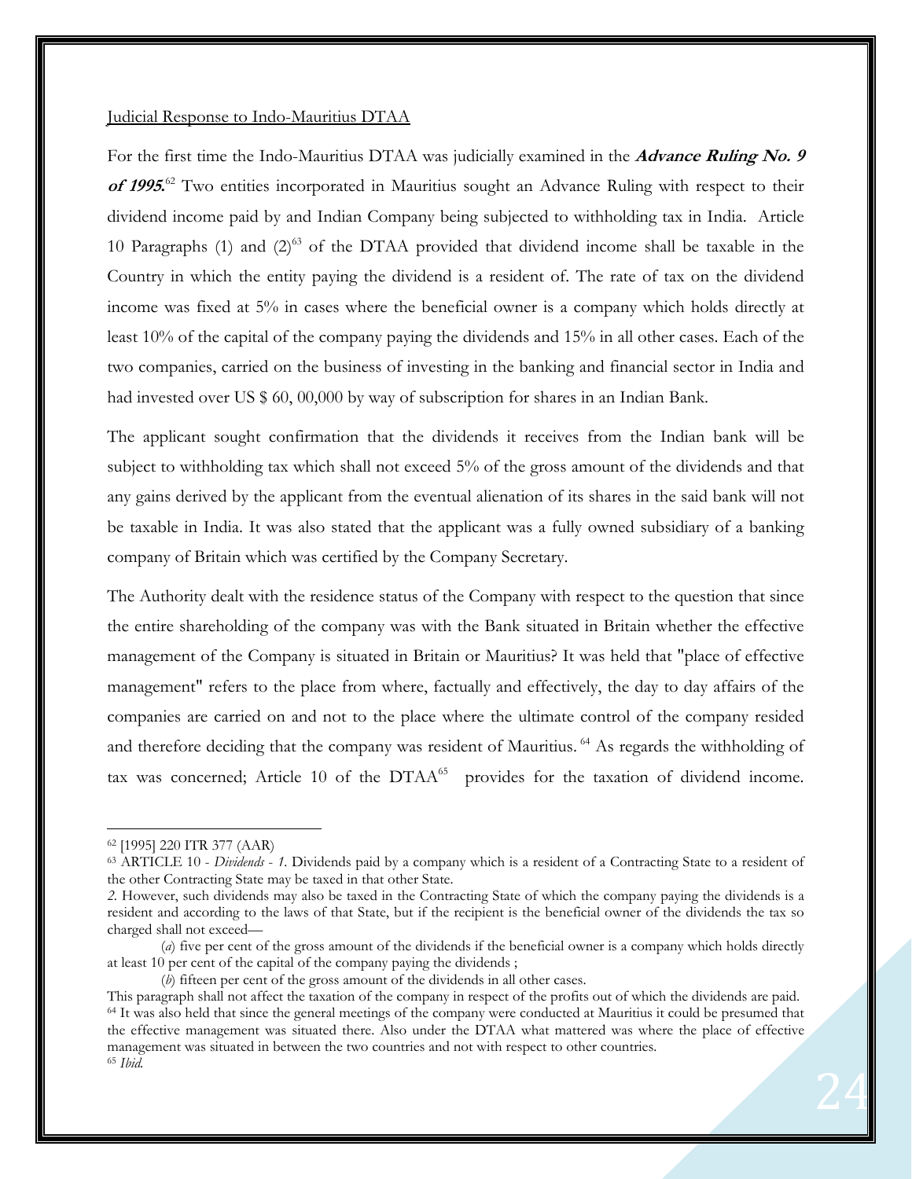Judicial Response to Indo-Mauritius DTAA

For the first time the Indo-Mauritius DTAA was judicially examined in the ***Advance Ruling No. 9 of 1995.***[62] Two entities incorporated in Mauritius sought an Advance Ruling with respect to their dividend income paid by and Indian Company being subjected to withholding tax in India. Article 10 Paragraphs (1) and (2)[63] of the DTAA provided that dividend income shall be taxable in the Country in which the entity paying the dividend is a resident of. The rate of tax on the dividend income was fixed at 5% in cases where the beneficial owner is a company which holds directly at least 10% of the capital of the company paying the dividends and 15% in all other cases. Each of the two companies, carried on the business of investing in the banking and financial sector in India and had invested over US $ 60, 00,000 by way of subscription for shares in an Indian Bank.

The applicant sought confirmation that the dividends it receives from the Indian bank will be subject to withholding tax which shall not exceed 5% of the gross amount of the dividends and that any gains derived by the applicant from the eventual alienation of its shares in the said bank will not be taxable in India. It was also stated that the applicant was a fully owned subsidiary of a banking company of Britain which was certified by the Company Secretary.

The Authority dealt with the residence status of the Company with respect to the question that since the entire shareholding of the company was with the Bank situated in Britain whether the effective management of the Company is situated in Britain or Mauritius? It was held that "place of effective management" refers to the place from where, factually and effectively, the day to day affairs of the companies are carried on and not to the place where the ultimate control of the company resided and therefore deciding that the company was resident of Mauritius.[64] As regards the withholding of tax was concerned; Article 10 of the DTAA[65] provides for the taxation of dividend income.

---

[62] [1995] 220 ITR 377 (AAR)

[63] ARTICLE 10 - *Dividends* - *1.* Dividends paid by a company which is a resident of a Contracting State to a resident of the other Contracting State may be taxed in that other State.

*2.* However, such dividends may also be taxed in the Contracting State of which the company paying the dividends is a resident and according to the laws of that State, but if the recipient is the beneficial owner of the dividends the tax so charged shall not exceed—

(*a*) five per cent of the gross amount of the dividends if the beneficial owner is a company which holds directly at least 10 per cent of the capital of the company paying the dividends ;

(*b*) fifteen per cent of the gross amount of the dividends in all other cases.

This paragraph shall not affect the taxation of the company in respect of the profits out of which the dividends are paid.

[64] It was also held that since the general meetings of the company were conducted at Mauritius it could be presumed that the effective management was situated there. Also under the DTAA what mattered was where the place of effective management was situated in between the two countries and not with respect to other countries.

[65] *Ibid.*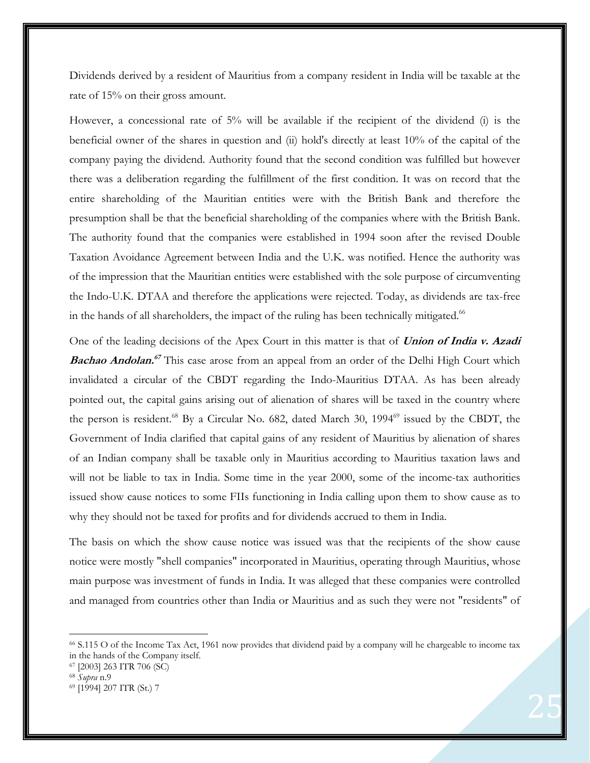Dividends derived by a resident of Mauritius from a company resident in India will be taxable at the rate of 15% on their gross amount.

However, a concessional rate of 5% will be available if the recipient of the dividend (i) is the beneficial owner of the shares in question and (ii) hold's directly at least 10% of the capital of the company paying the dividend. Authority found that the second condition was fulfilled but however there was a deliberation regarding the fulfillment of the first condition. It was on record that the entire shareholding of the Mauritian entities were with the British Bank and therefore the presumption shall be that the beneficial shareholding of the companies where with the British Bank. The authority found that the companies were established in 1994 soon after the revised Double Taxation Avoidance Agreement between India and the U.K. was notified. Hence the authority was of the impression that the Mauritian entities were established with the sole purpose of circumventing the Indo-U.K. DTAA and therefore the applications were rejected. Today, as dividends are tax-free in the hands of all shareholders, the impact of the ruling has been technically mitigated.[66]

One of the leading decisions of the Apex Court in this matter is that of ***Union of India v. Azadi Bachao Andolan.***[67] This case arose from an appeal from an order of the Delhi High Court which invalidated a circular of the CBDT regarding the Indo-Mauritius DTAA. As has been already pointed out, the capital gains arising out of alienation of shares will be taxed in the country where the person is resident.[68] By a Circular No. 682, dated March 30, 1994[69] issued by the CBDT, the Government of India clarified that capital gains of any resident of Mauritius by alienation of shares of an Indian company shall be taxable only in Mauritius according to Mauritius taxation laws and will not be liable to tax in India. Some time in the year 2000, some of the income-tax authorities issued show cause notices to some FIIs functioning in India calling upon them to show cause as to why they should not be taxed for profits and for dividends accrued to them in India.

The basis on which the show cause notice was issued was that the recipients of the show cause notice were mostly "shell companies" incorporated in Mauritius, operating through Mauritius, whose main purpose was investment of funds in India. It was alleged that these companies were controlled and managed from countries other than India or Mauritius and as such they were not "residents" of

---

[66] S.115 O of the Income Tax Act, 1961 now provides that dividend paid by a company will he chargeable to income tax in the hands of the Company itself.

[67] [2003] 263 ITR 706 (SC)

[68] *Supra* n.9

[69] [1994] 207 ITR (St.) 7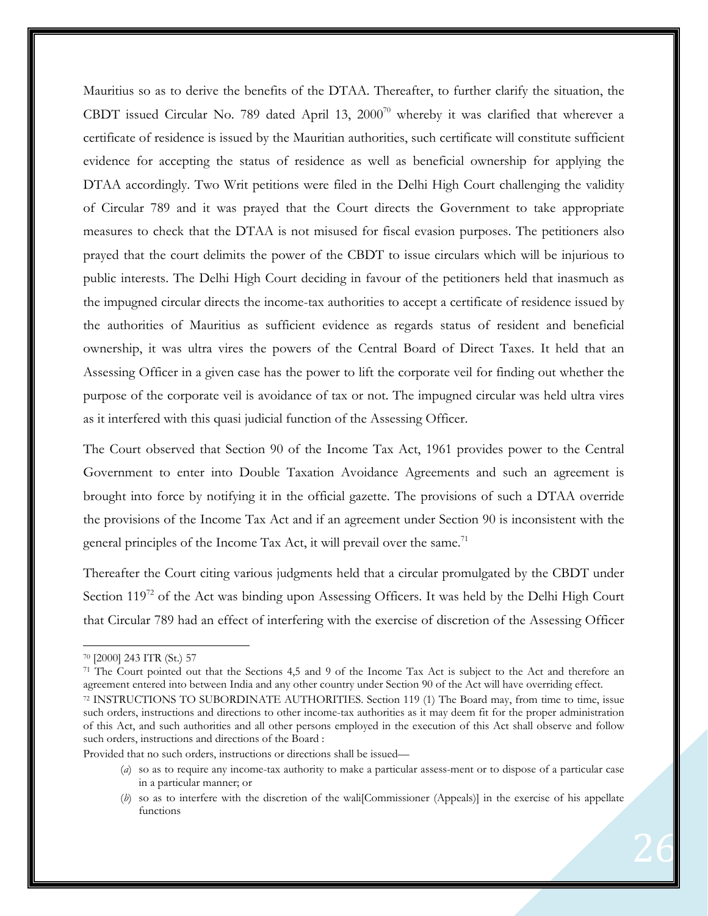Mauritius so as to derive the benefits of the DTAA. Thereafter, to further clarify the situation, the CBDT issued Circular No. 789 dated April 13, 2000[70] whereby it was clarified that wherever a certificate of residence is issued by the Mauritian authorities, such certificate will constitute sufficient evidence for accepting the status of residence as well as beneficial ownership for applying the DTAA accordingly. Two Writ petitions were filed in the Delhi High Court challenging the validity of Circular 789 and it was prayed that the Court directs the Government to take appropriate measures to check that the DTAA is not misused for fiscal evasion purposes. The petitioners also prayed that the court delimits the power of the CBDT to issue circulars which will be injurious to public interests. The Delhi High Court deciding in favour of the petitioners held that inasmuch as the impugned circular directs the income-tax authorities to accept a certificate of residence issued by the authorities of Mauritius as sufficient evidence as regards status of resident and beneficial ownership, it was ultra vires the powers of the Central Board of Direct Taxes. It held that an Assessing Officer in a given case has the power to lift the corporate veil for finding out whether the purpose of the corporate veil is avoidance of tax or not. The impugned circular was held ultra vires as it interfered with this quasi judicial function of the Assessing Officer.

The Court observed that Section 90 of the Income Tax Act, 1961 provides power to the Central Government to enter into Double Taxation Avoidance Agreements and such an agreement is brought into force by notifying it in the official gazette. The provisions of such a DTAA override the provisions of the Income Tax Act and if an agreement under Section 90 is inconsistent with the general principles of the Income Tax Act, it will prevail over the same.[71]

Thereafter the Court citing various judgments held that a circular promulgated by the CBDT under Section 119[72] of the Act was binding upon Assessing Officers. It was held by the Delhi High Court that Circular 789 had an effect of interfering with the exercise of discretion of the Assessing Officer

---

[70] [2000] 243 ITR (St.) 57

[71] The Court pointed out that the Sections 4,5 and 9 of the Income Tax Act is subject to the Act and therefore an agreement entered into between India and any other country under Section 90 of the Act will have overriding effect.

[72] INSTRUCTIONS TO SUBORDINATE AUTHORITIES. Section 119 (1) The Board may, from time to time, issue such orders, instructions and directions to other income-tax authorities as it may deem fit for the proper administration of this Act, and such authorities and all other persons employed in the execution of this Act shall observe and follow such orders, instructions and directions of the Board :

Provided that no such orders, instructions or directions shall be issued—

(*a*) so as to require any income-tax authority to make a particular assess-ment or to dispose of a particular case in a particular manner; or

(*b*) so as to interfere with the discretion of the wali[Commissioner (Appeals)] in the exercise of his appellate functions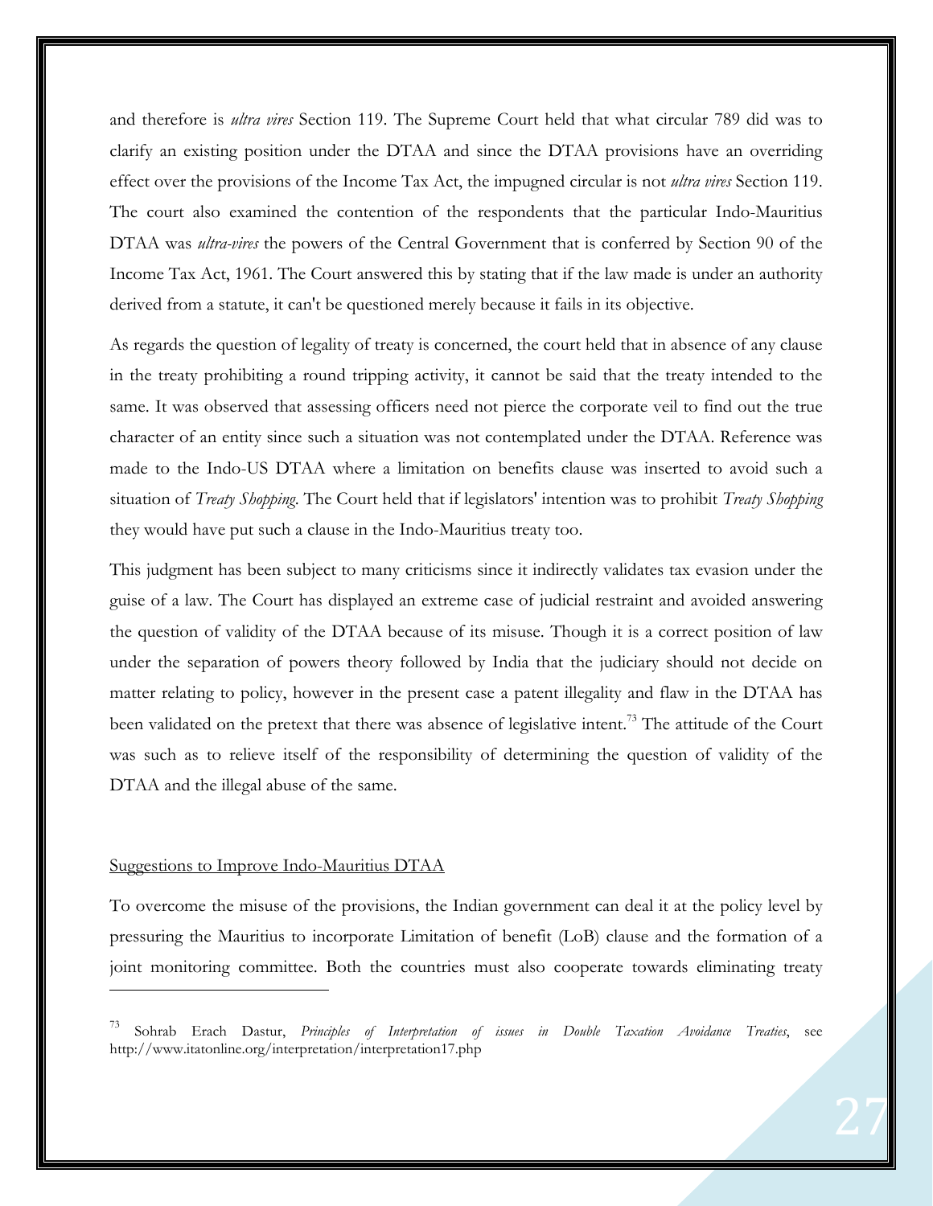and therefore is *ultra vires* Section 119. The Supreme Court held that what circular 789 did was to clarify an existing position under the DTAA and since the DTAA provisions have an overriding effect over the provisions of the Income Tax Act, the impugned circular is not *ultra vires* Section 119. The court also examined the contention of the respondents that the particular Indo-Mauritius DTAA was *ultra-vires* the powers of the Central Government that is conferred by Section 90 of the Income Tax Act, 1961. The Court answered this by stating that if the law made is under an authority derived from a statute, it can't be questioned merely because it fails in its objective.

As regards the question of legality of treaty is concerned, the court held that in absence of any clause in the treaty prohibiting a round tripping activity, it cannot be said that the treaty intended to the same. It was observed that assessing officers need not pierce the corporate veil to find out the true character of an entity since such a situation was not contemplated under the DTAA. Reference was made to the Indo-US DTAA where a limitation on benefits clause was inserted to avoid such a situation of *Treaty Shopping*. The Court held that if legislators' intention was to prohibit *Treaty Shopping* they would have put such a clause in the Indo-Mauritius treaty too.

This judgment has been subject to many criticisms since it indirectly validates tax evasion under the guise of a law. The Court has displayed an extreme case of judicial restraint and avoided answering the question of validity of the DTAA because of its misuse. Though it is a correct position of law under the separation of powers theory followed by India that the judiciary should not decide on matter relating to policy, however in the present case a patent illegality and flaw in the DTAA has been validated on the pretext that there was absence of legislative intent.[73] The attitude of the Court was such as to relieve itself of the responsibility of determining the question of validity of the DTAA and the illegal abuse of the same.

Suggestions to Improve Indo-Mauritius DTAA

To overcome the misuse of the provisions, the Indian government can deal it at the policy level by pressuring the Mauritius to incorporate Limitation of benefit (LoB) clause and the formation of a joint monitoring committee. Both the countries must also cooperate towards eliminating treaty

---

[73] Sohrab Erach Dastur, *Principles of Interpretation of issues in Double Taxation Avoidance Treaties*, see http://www.itatonline.org/interpretation/interpretation17.php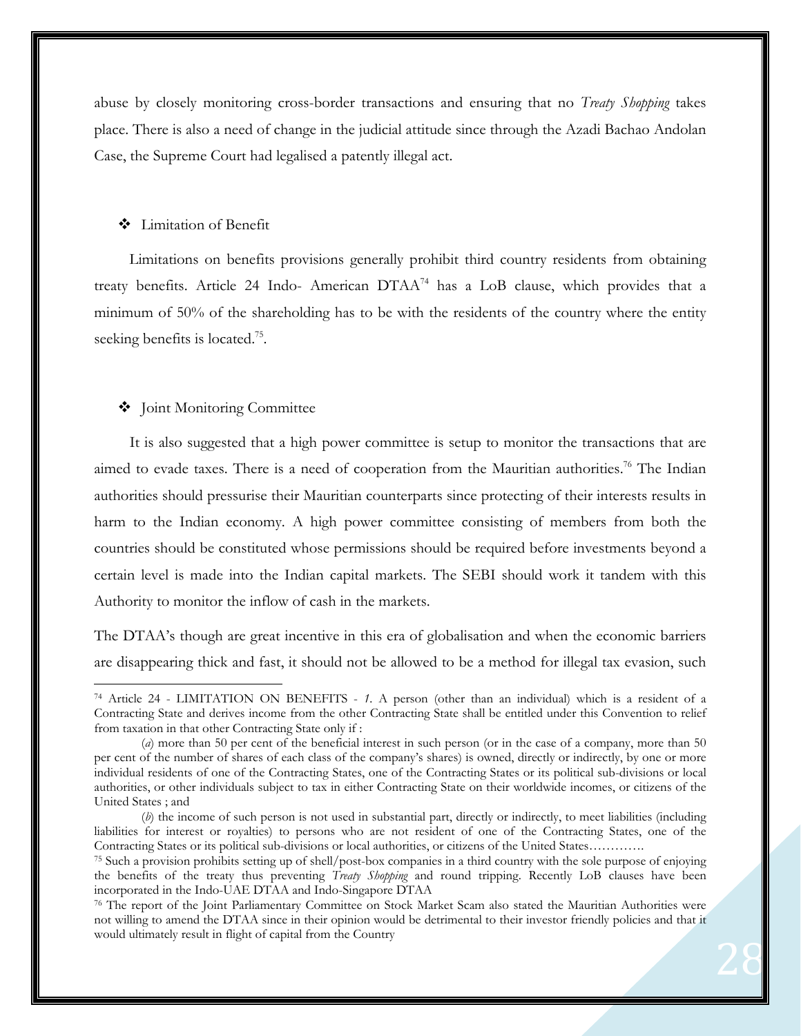abuse by closely monitoring cross-border transactions and ensuring that no *Treaty Shopping* takes place. There is also a need of change in the judicial attitude since through the Azadi Bachao Andolan Case, the Supreme Court had legalised a patently illegal act.

- Limitation of Benefit

Limitations on benefits provisions generally prohibit third country residents from obtaining treaty benefits. Article 24 Indo- American DTAA[74] has a LoB clause, which provides that a minimum of 50% of the shareholding has to be with the residents of the country where the entity seeking benefits is located.[75].

- Joint Monitoring Committee

It is also suggested that a high power committee is setup to monitor the transactions that are aimed to evade taxes. There is a need of cooperation from the Mauritian authorities.[76] The Indian authorities should pressurise their Mauritian counterparts since protecting of their interests results in harm to the Indian economy. A high power committee consisting of members from both the countries should be constituted whose permissions should be required before investments beyond a certain level is made into the Indian capital markets. The SEBI should work it tandem with this Authority to monitor the inflow of cash in the markets.

The DTAA's though are great incentive in this era of globalisation and when the economic barriers are disappearing thick and fast, it should not be allowed to be a method for illegal tax evasion, such

---

[74] Article 24 - LIMITATION ON BENEFITS - *1*. A person (other than an individual) which is a resident of a Contracting State and derives income from the other Contracting State shall be entitled under this Convention to relief from taxation in that other Contracting State only if :

(*a*) more than 50 per cent of the beneficial interest in such person (or in the case of a company, more than 50 per cent of the number of shares of each class of the company's shares) is owned, directly or indirectly, by one or more individual residents of one of the Contracting States, one of the Contracting States or its political sub-divisions or local authorities, or other individuals subject to tax in either Contracting State on their worldwide incomes, or citizens of the United States ; and

(*b*) the income of such person is not used in substantial part, directly or indirectly, to meet liabilities (including liabilities for interest or royalties) to persons who are not resident of one of the Contracting States, one of the Contracting States or its political sub-divisions or local authorities, or citizens of the United States………….

[75] Such a provision prohibits setting up of shell/post-box companies in a third country with the sole purpose of enjoying the benefits of the treaty thus preventing *Treaty Shopping* and round tripping. Recently LoB clauses have been incorporated in the Indo-UAE DTAA and Indo-Singapore DTAA

[76] The report of the Joint Parliamentary Committee on Stock Market Scam also stated the Mauritian Authorities were not willing to amend the DTAA since in their opinion would be detrimental to their investor friendly policies and that it would ultimately result in flight of capital from the Country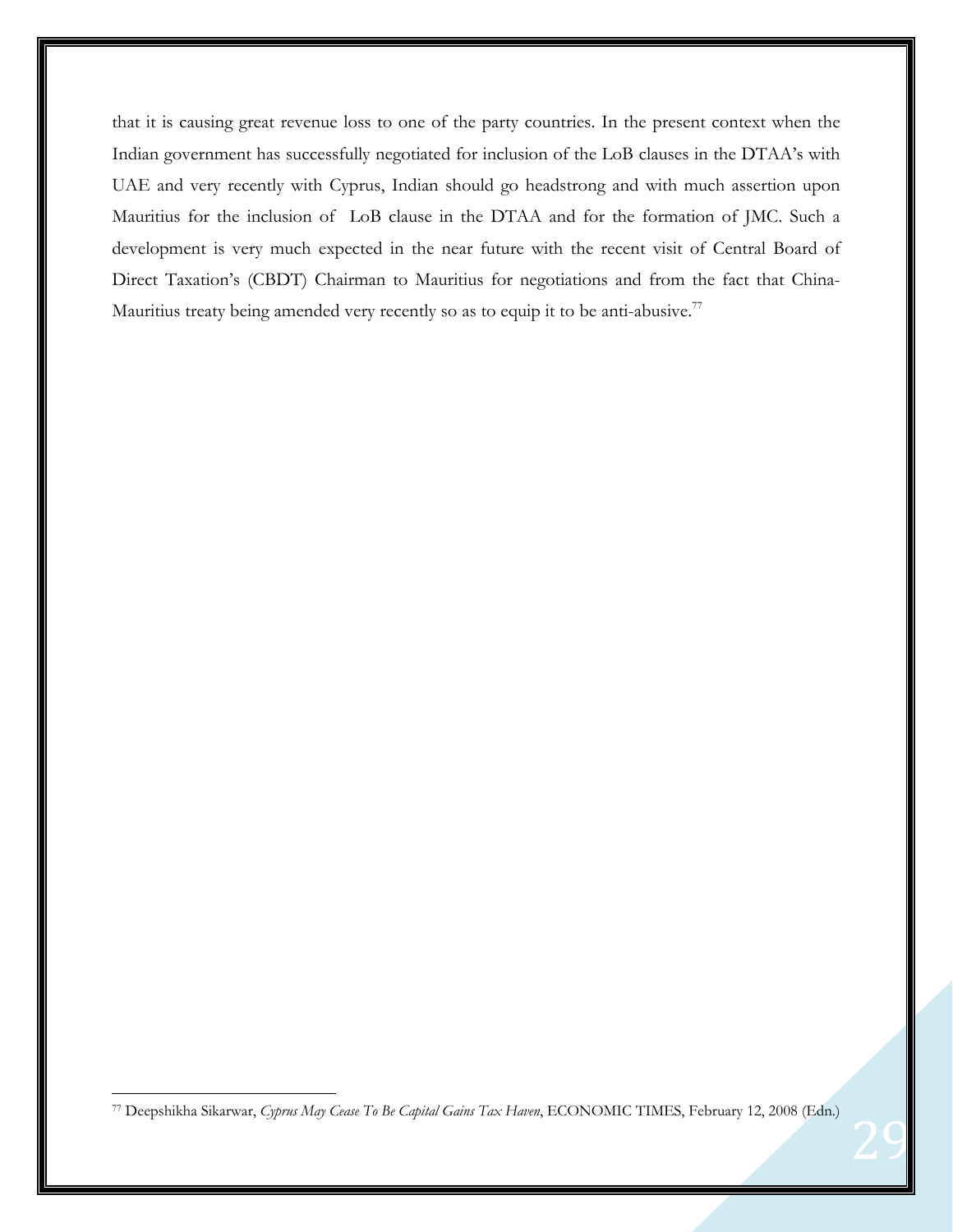that it is causing great revenue loss to one of the party countries. In the present context when the Indian government has successfully negotiated for inclusion of the LoB clauses in the DTAA's with UAE and very recently with Cyprus, Indian should go headstrong and with much assertion upon Mauritius for the inclusion of LoB clause in the DTAA and for the formation of JMC. Such a development is very much expected in the near future with the recent visit of Central Board of Direct Taxation's (CBDT) Chairman to Mauritius for negotiations and from the fact that China-Mauritius treaty being amended very recently so as to equip it to be anti-abusive.[77]

---

[77] Deepshikha Sikarwar, *Cyprus May Cease To Be Capital Gains Tax Haven*, ECONOMIC TIMES, February 12, 2008 (Edn.)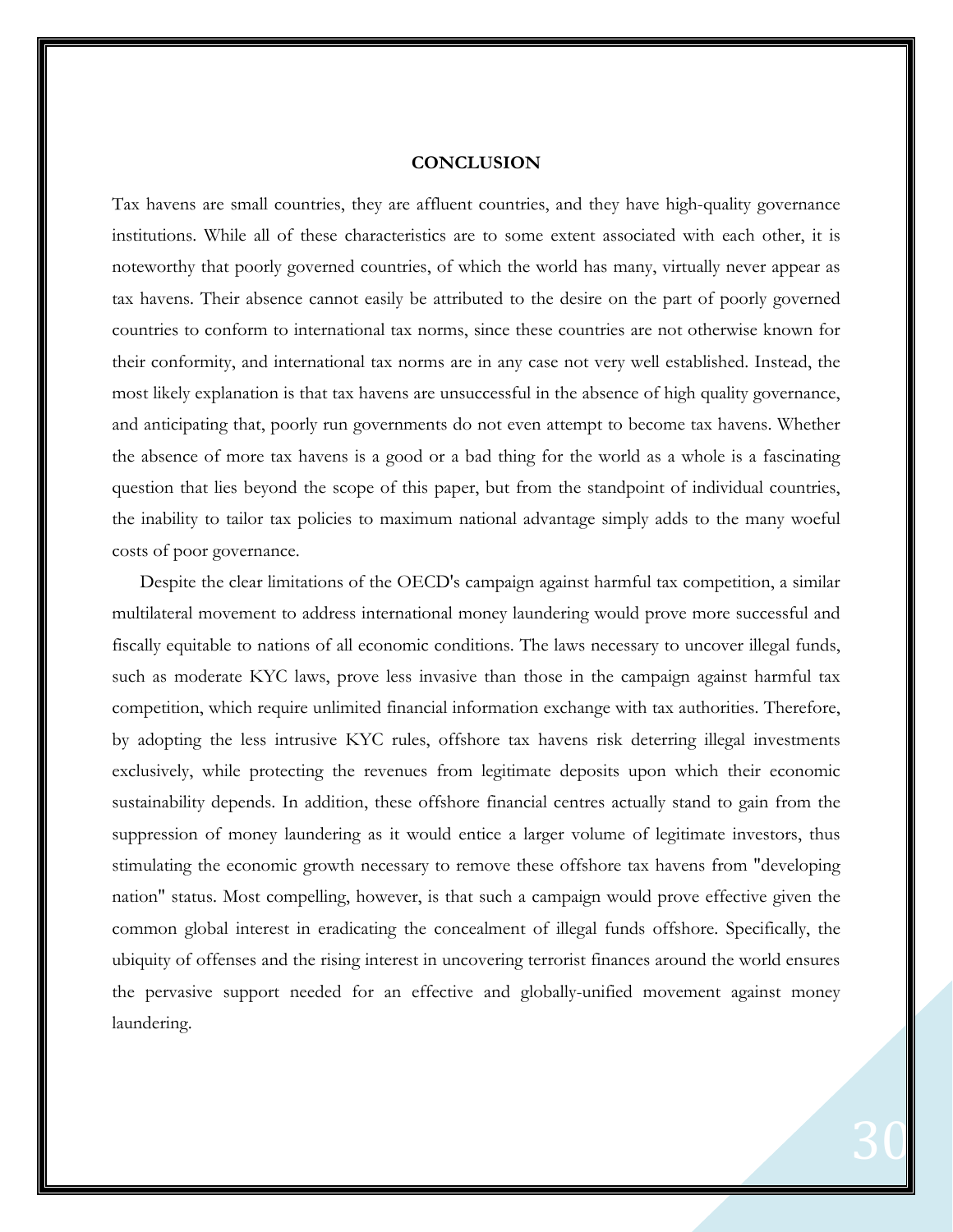## CONCLUSION

Tax havens are small countries, they are affluent countries, and they have high-quality governance institutions. While all of these characteristics are to some extent associated with each other, it is noteworthy that poorly governed countries, of which the world has many, virtually never appear as tax havens. Their absence cannot easily be attributed to the desire on the part of poorly governed countries to conform to international tax norms, since these countries are not otherwise known for their conformity, and international tax norms are in any case not very well established. Instead, the most likely explanation is that tax havens are unsuccessful in the absence of high quality governance, and anticipating that, poorly run governments do not even attempt to become tax havens. Whether the absence of more tax havens is a good or a bad thing for the world as a whole is a fascinating question that lies beyond the scope of this paper, but from the standpoint of individual countries, the inability to tailor tax policies to maximum national advantage simply adds to the many woeful costs of poor governance.

Despite the clear limitations of the OECD's campaign against harmful tax competition, a similar multilateral movement to address international money laundering would prove more successful and fiscally equitable to nations of all economic conditions. The laws necessary to uncover illegal funds, such as moderate KYC laws, prove less invasive than those in the campaign against harmful tax competition, which require unlimited financial information exchange with tax authorities. Therefore, by adopting the less intrusive KYC rules, offshore tax havens risk deterring illegal investments exclusively, while protecting the revenues from legitimate deposits upon which their economic sustainability depends. In addition, these offshore financial centres actually stand to gain from the suppression of money laundering as it would entice a larger volume of legitimate investors, thus stimulating the economic growth necessary to remove these offshore tax havens from "developing nation" status. Most compelling, however, is that such a campaign would prove effective given the common global interest in eradicating the concealment of illegal funds offshore. Specifically, the ubiquity of offenses and the rising interest in uncovering terrorist finances around the world ensures the pervasive support needed for an effective and globally-unified movement against money laundering.